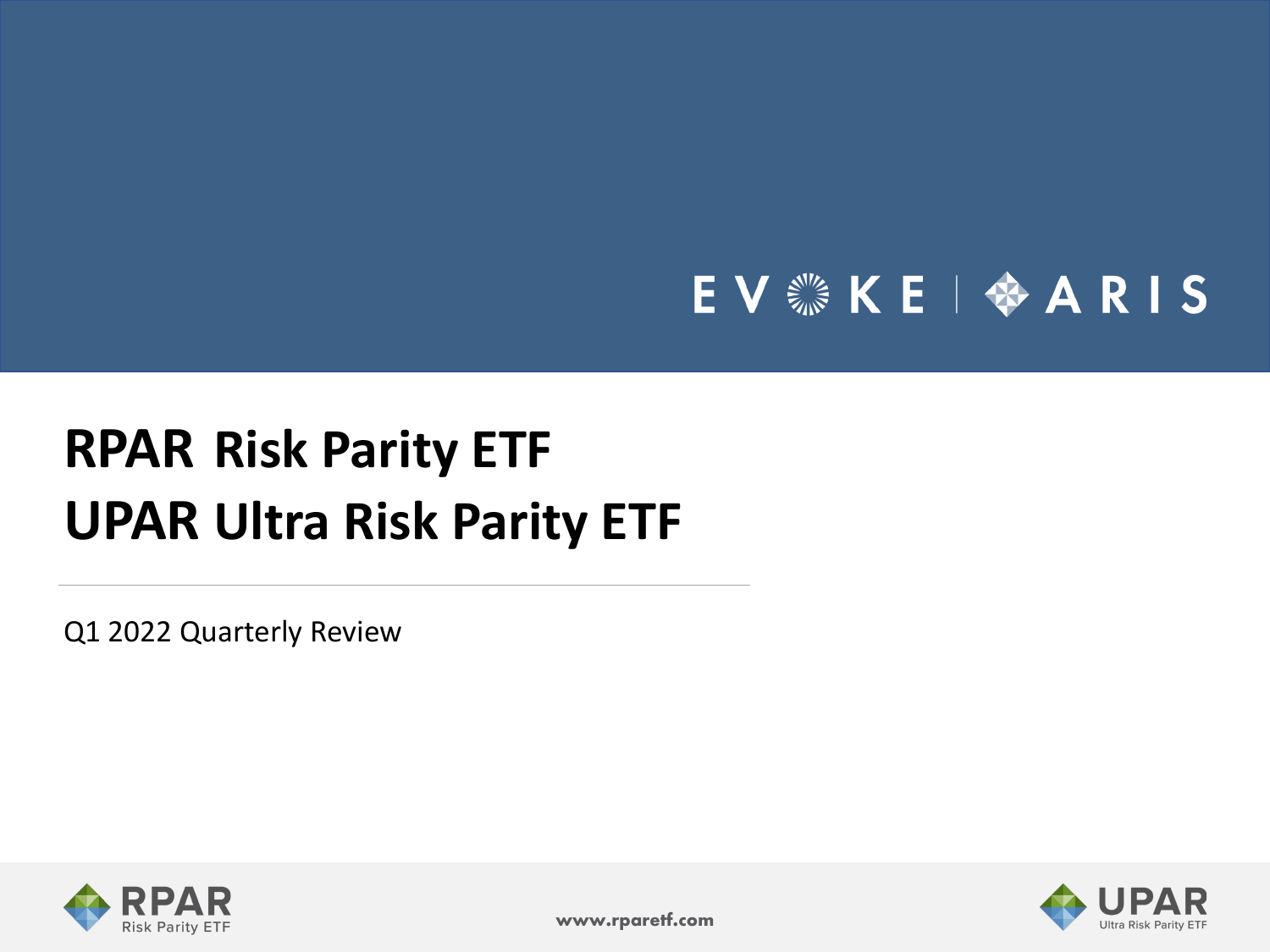EVOKE | ARIS

# RPAR Risk Parity ETF
# UPAR Ultra Risk Parity ETF

Q1 2022 Quarterly Review

RPAR Risk Parity ETF

www.rparetf.com

UPAR Ultra Risk Parity ETF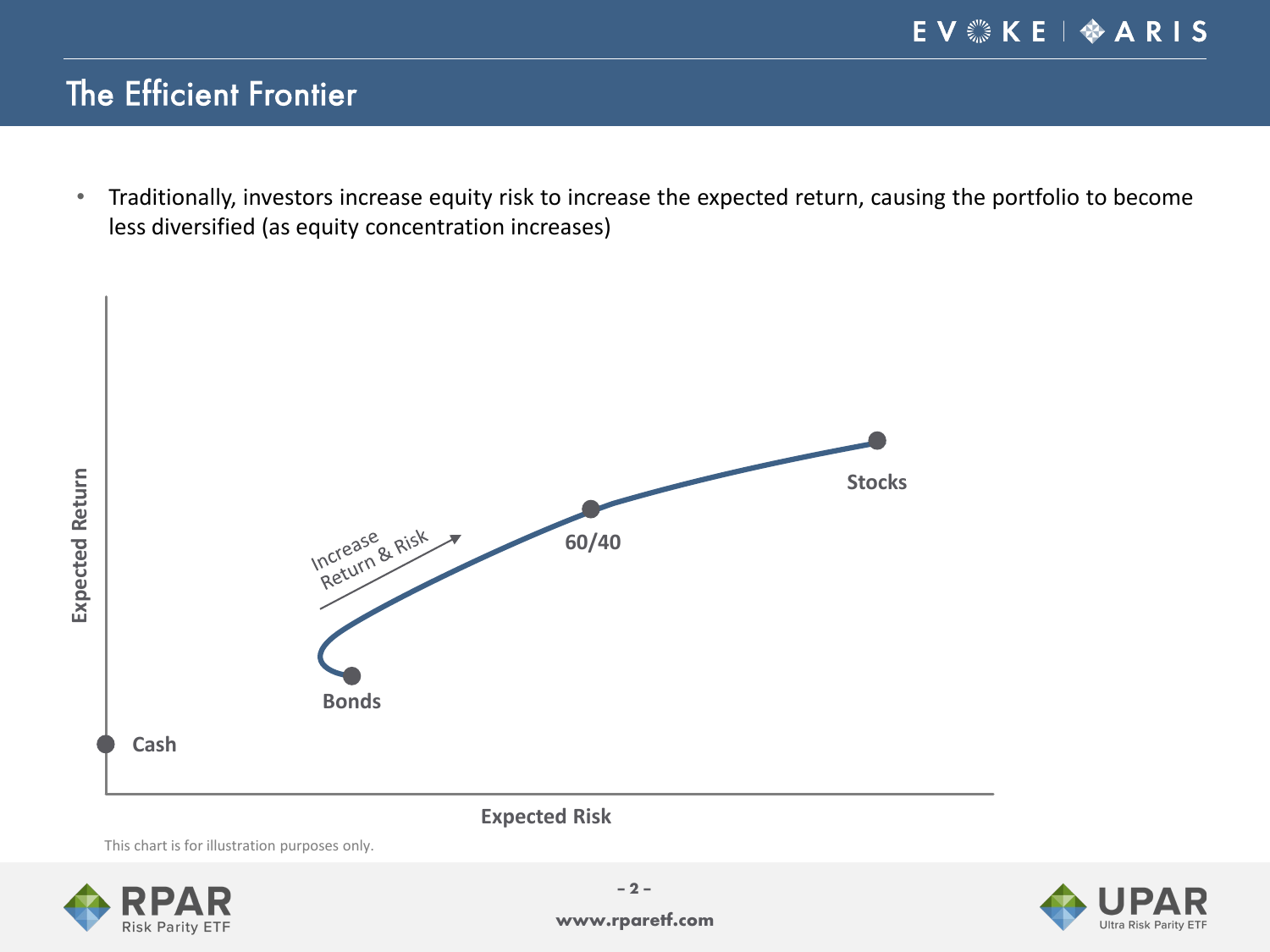# The Efficient Frontier

- Traditionally, investors increase equity risk to increase the expected return, causing the portfolio to become less diversified (as equity concentration increases)

Expected Return

Increase Return & Risk

Stocks

60/40

Bonds

Cash

Expected Risk

This chart is for illustration purposes only.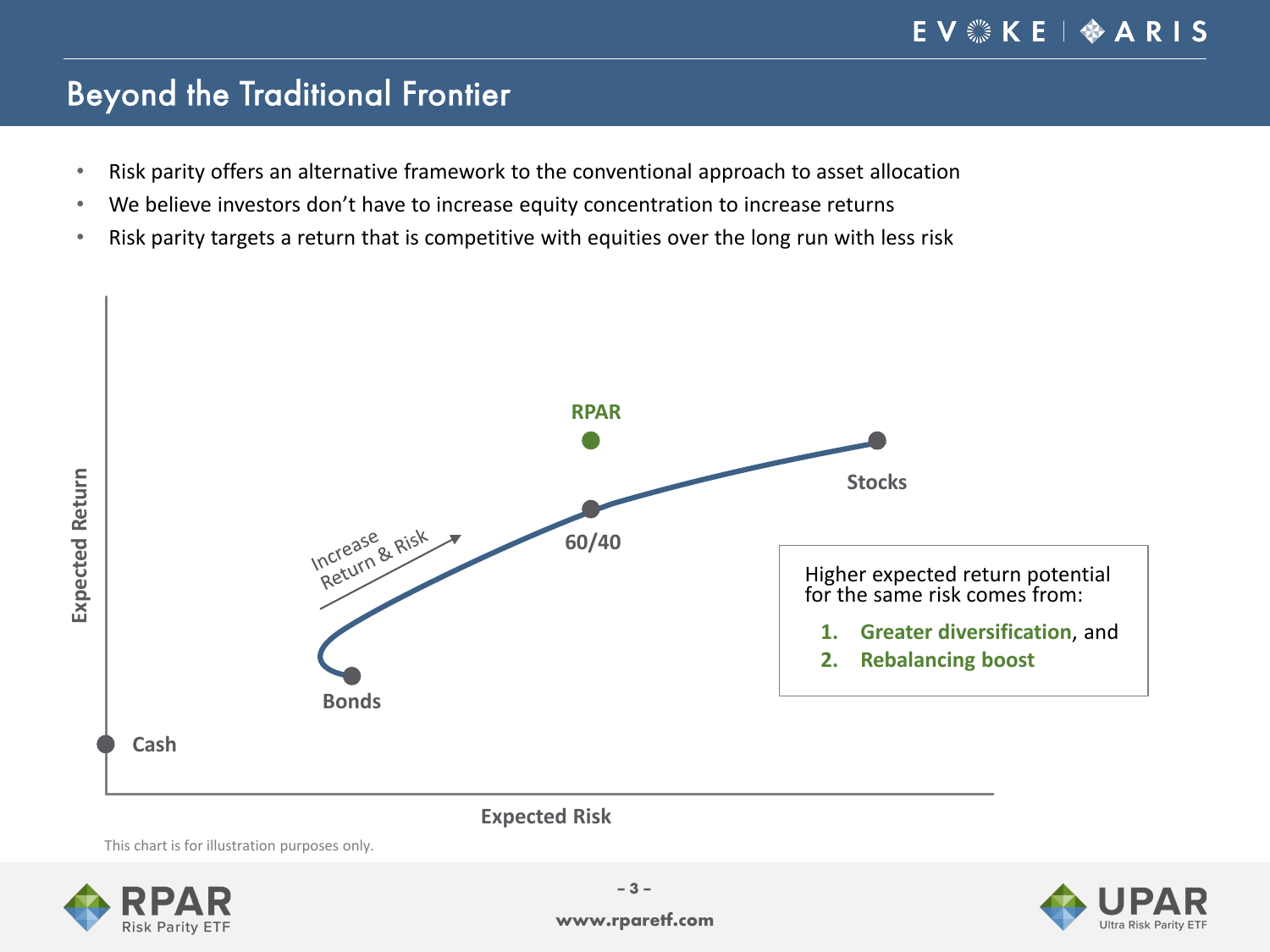# Beyond the Traditional Frontier

- Risk parity offers an alternative framework to the conventional approach to asset allocation
- We believe investors don't have to increase equity concentration to increase returns
- Risk parity targets a return that is competitive with equities over the long run with less risk

Expected Return

Expected Risk

Cash

Bonds

Increase Return & Risk

60/40

RPAR

Stocks

Higher expected return potential for the same risk comes from:

1. **Greater diversification**, and
2. **Rebalancing boost**

This chart is for illustration purposes only.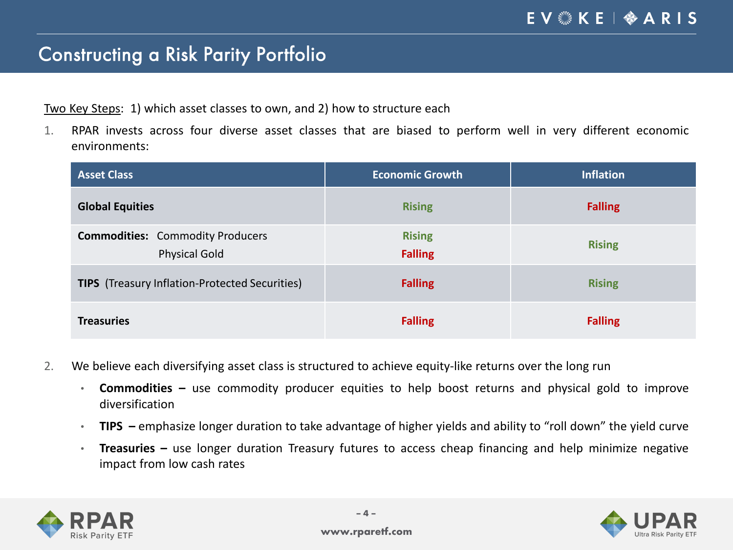# Constructing a Risk Parity Portfolio

Two Key Steps: 1) which asset classes to own, and 2) how to structure each

1. RPAR invests across four diverse asset classes that are biased to perform well in very different economic environments:

| Asset Class | Economic Growth | Inflation |
|---|---|---|
| **Global Equities** | Rising | Falling |
| **Commodities:** Commodity Producers<br>Physical Gold | Rising<br>Falling | Rising |
| **TIPS** (Treasury Inflation-Protected Securities) | Falling | Rising |
| **Treasuries** | Falling | Falling |

2. We believe each diversifying asset class is structured to achieve equity-like returns over the long run
   - **Commodities –** use commodity producer equities to help boost returns and physical gold to improve diversification
   - **TIPS –** emphasize longer duration to take advantage of higher yields and ability to "roll down" the yield curve
   - **Treasuries –** use longer duration Treasury futures to access cheap financing and help minimize negative impact from low cash rates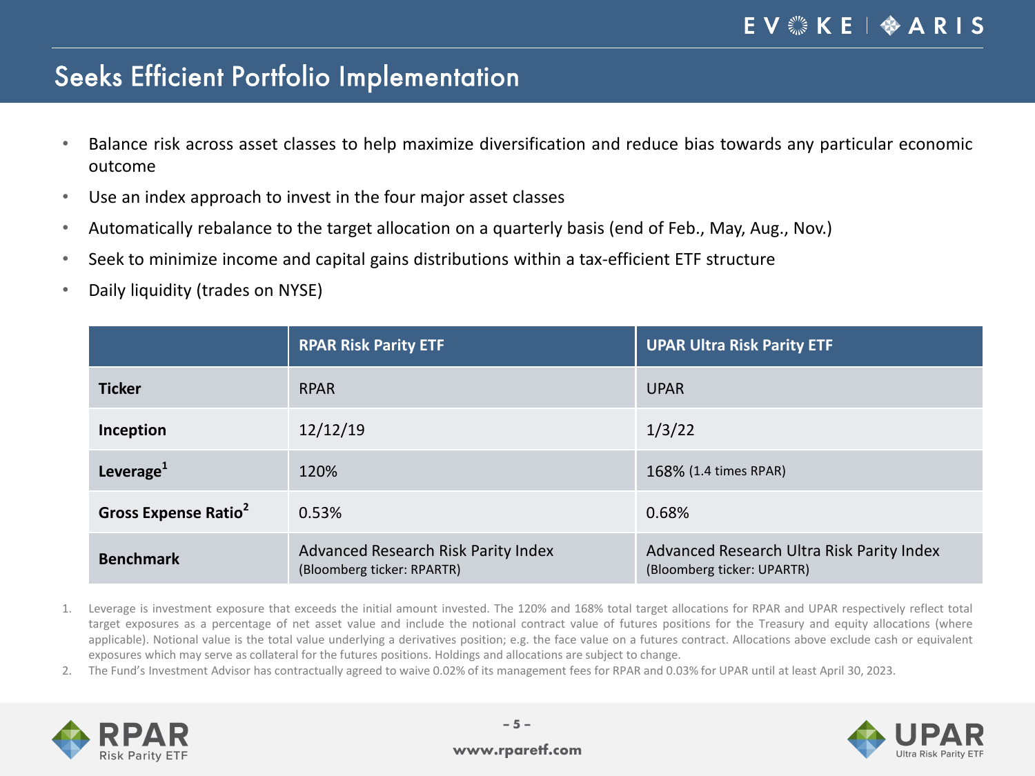# Seeks Efficient Portfolio Implementation

- Balance risk across asset classes to help maximize diversification and reduce bias towards any particular economic outcome
- Use an index approach to invest in the four major asset classes
- Automatically rebalance to the target allocation on a quarterly basis (end of Feb., May, Aug., Nov.)
- Seek to minimize income and capital gains distributions within a tax-efficient ETF structure
- Daily liquidity (trades on NYSE)

| | RPAR Risk Parity ETF | UPAR Ultra Risk Parity ETF |
|---|---|---|
| **Ticker** | RPAR | UPAR |
| **Inception** | 12/12/19 | 1/3/22 |
| **Leverage[1]** | 120% | 168% (1.4 times RPAR) |
| **Gross Expense Ratio[2]** | 0.53% | 0.68% |
| **Benchmark** | Advanced Research Risk Parity Index (Bloomberg ticker: RPARTR) | Advanced Research Ultra Risk Parity Index (Bloomberg ticker: UPARTR) |

1. Leverage is investment exposure that exceeds the initial amount invested. The 120% and 168% total target allocations for RPAR and UPAR respectively reflect total target exposures as a percentage of net asset value and include the notional contract value of futures positions for the Treasury and equity allocations (where applicable). Notional value is the total value underlying a derivatives position; e.g. the face value on a futures contract. Allocations above exclude cash or equivalent exposures which may serve as collateral for the futures positions. Holdings and allocations are subject to change.
2. The Fund's Investment Advisor has contractually agreed to waive 0.02% of its management fees for RPAR and 0.03% for UPAR until at least April 30, 2023.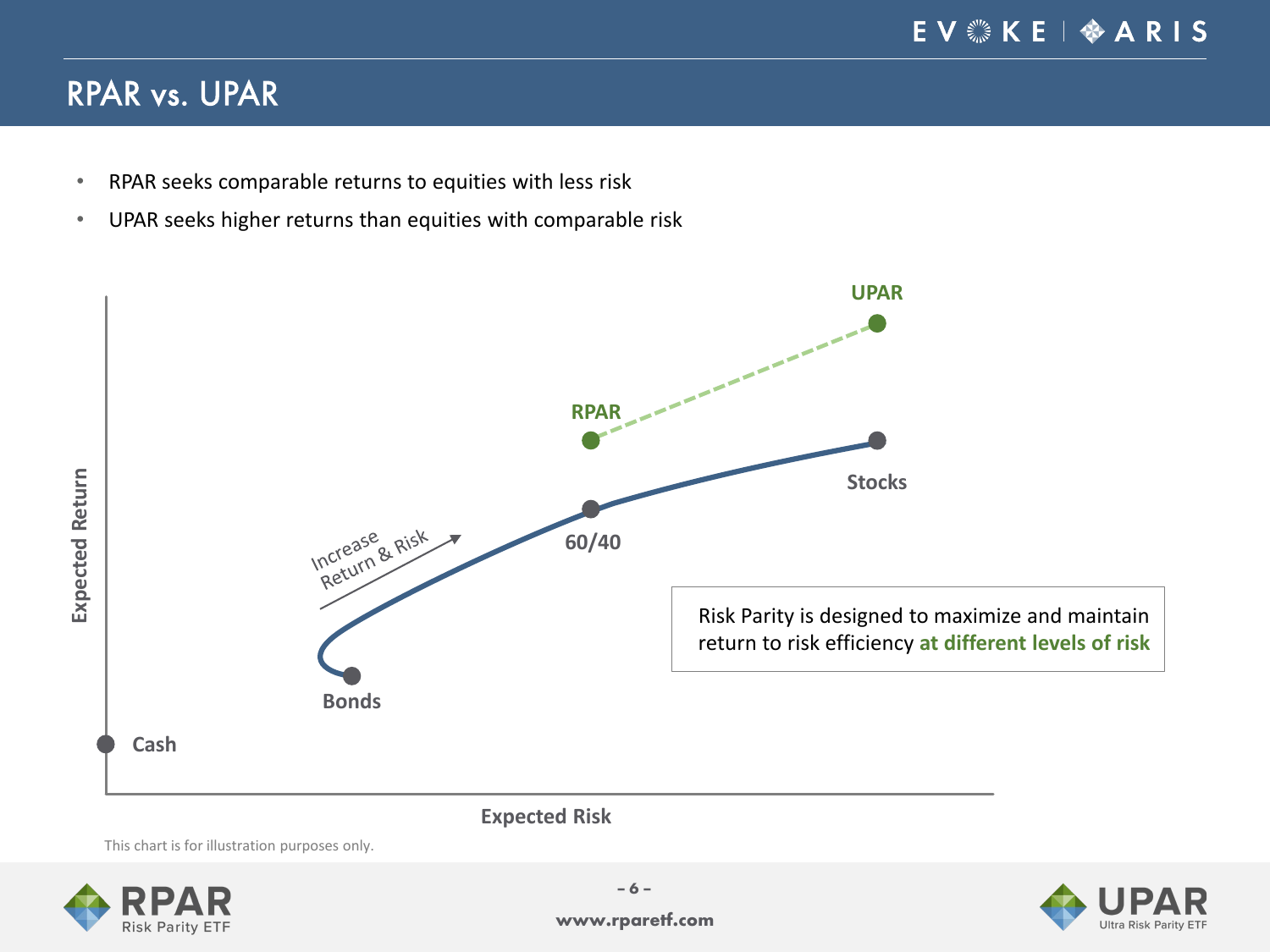# RPAR vs. UPAR

- RPAR seeks comparable returns to equities with less risk
- UPAR seeks higher returns than equities with comparable risk

Expected Return

UPAR

RPAR

Stocks

60/40

Increase Return & Risk

Bonds

Cash

Expected Risk

Risk Parity is designed to maximize and maintain return to risk efficiency **at different levels of risk**

This chart is for illustration purposes only.

www.rparetf.com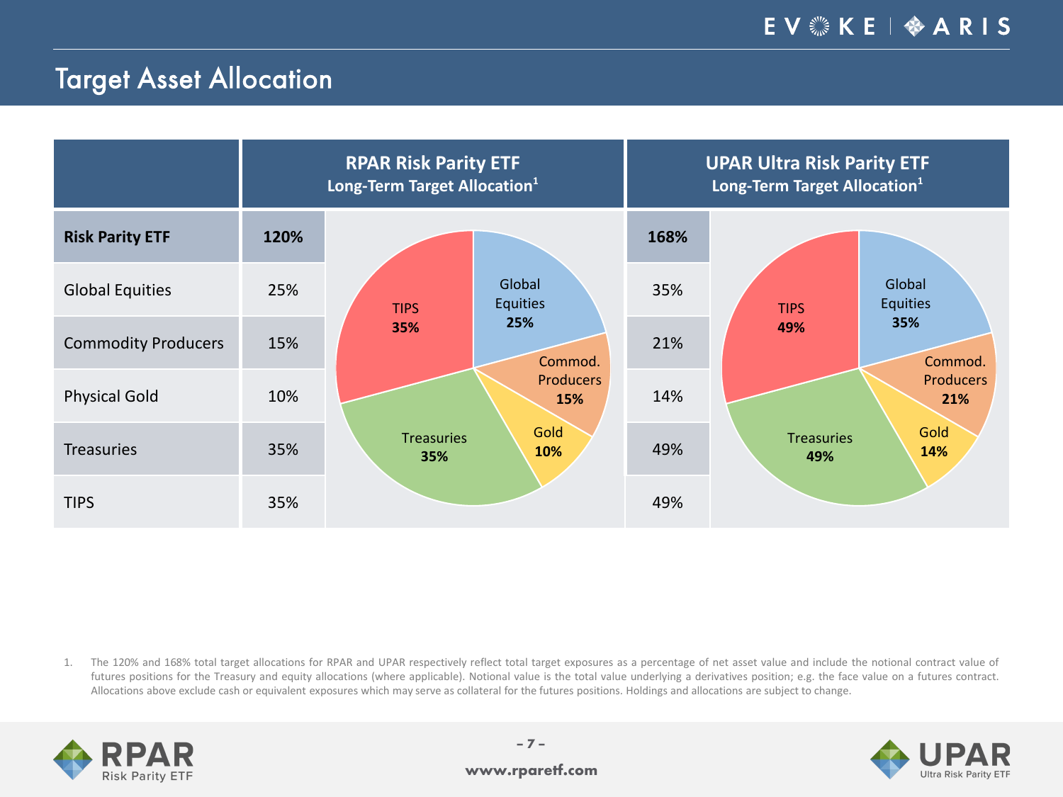# Target Asset Allocation

| | RPAR Risk Parity ETF Long-Term Target Allocation[1] | UPAR Ultra Risk Parity ETF Long-Term Target Allocation[1] |
|---|---|---|
| **Risk Parity ETF** | **120%** | **168%** |
| Global Equities | 25% | 35% |
| Commodity Producers | 15% | 21% |
| Physical Gold | 10% | 14% |
| Treasuries | 35% | 49% |
| TIPS | 35% | 49% |

1. The 120% and 168% total target allocations for RPAR and UPAR respectively reflect total target exposures as a percentage of net asset value and include the notional contract value of futures positions for the Treasury and equity allocations (where applicable). Notional value is the total value underlying a derivatives position; e.g. the face value on a futures contract. Allocations above exclude cash or equivalent exposures which may serve as collateral for the futures positions. Holdings and allocations are subject to change.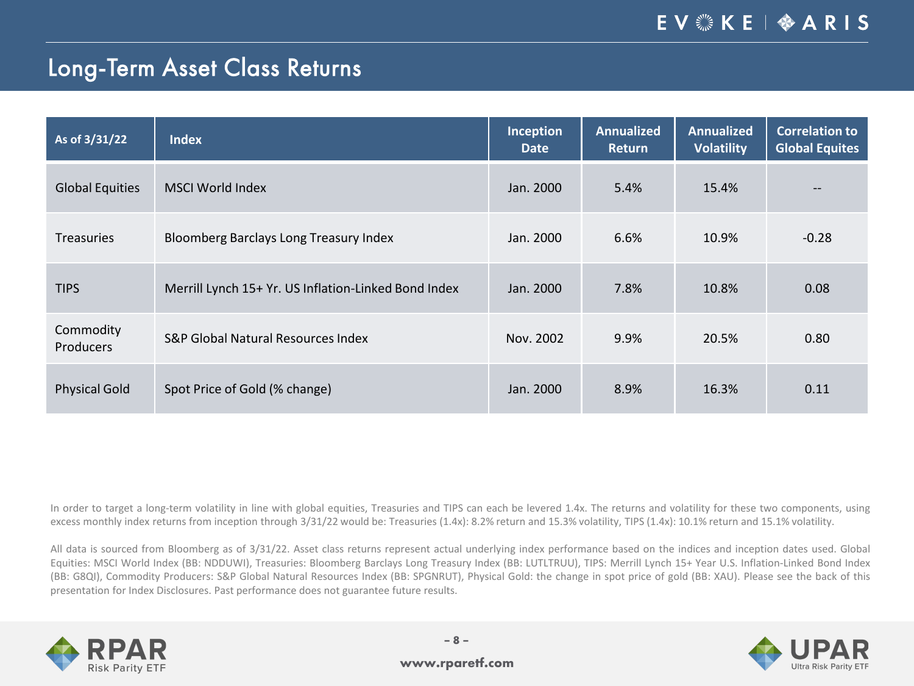# Long-Term Asset Class Returns

| As of 3/31/22 | Index | Inception Date | Annualized Return | Annualized Volatility | Correlation to Global Equites |
|---|---|---|---|---|---|
| Global Equities | MSCI World Index | Jan. 2000 | 5.4% | 15.4% | -- |
| Treasuries | Bloomberg Barclays Long Treasury Index | Jan. 2000 | 6.6% | 10.9% | -0.28 |
| TIPS | Merrill Lynch 15+ Yr. US Inflation-Linked Bond Index | Jan. 2000 | 7.8% | 10.8% | 0.08 |
| Commodity Producers | S&P Global Natural Resources Index | Nov. 2002 | 9.9% | 20.5% | 0.80 |
| Physical Gold | Spot Price of Gold (% change) | Jan. 2000 | 8.9% | 16.3% | 0.11 |

In order to target a long-term volatility in line with global equities, Treasuries and TIPS can each be levered 1.4x. The returns and volatility for these two components, using excess monthly index returns from inception through 3/31/22 would be: Treasuries (1.4x): 8.2% return and 15.3% volatility, TIPS (1.4x): 10.1% return and 15.1% volatility.

All data is sourced from Bloomberg as of 3/31/22. Asset class returns represent actual underlying index performance based on the indices and inception dates used. Global Equities: MSCI World Index (BB: NDDUWI), Treasuries: Bloomberg Barclays Long Treasury Index (BB: LUTLTRUU), TIPS: Merrill Lynch 15+ Year U.S. Inflation-Linked Bond Index (BB: G8QI), Commodity Producers: S&P Global Natural Resources Index (BB: SPGNRUT), Physical Gold: the change in spot price of gold (BB: XAU). Please see the back of this presentation for Index Disclosures. Past performance does not guarantee future results.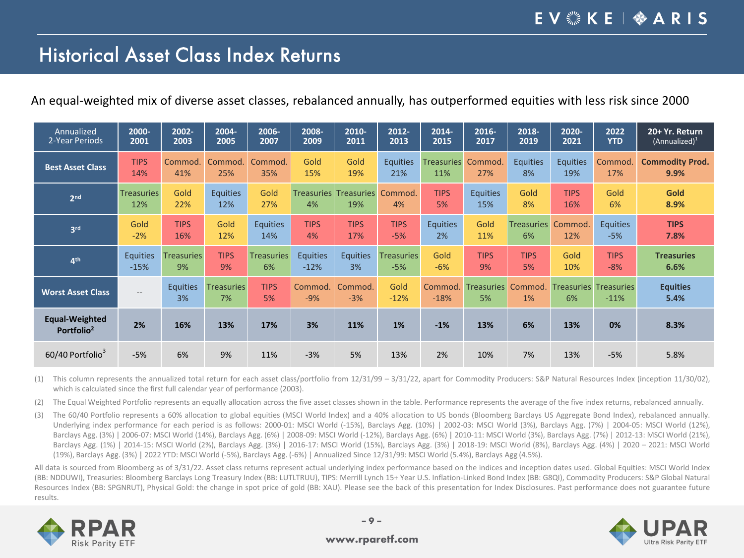# Historical Asset Class Index Returns

An equal-weighted mix of diverse asset classes, rebalanced annually, has outperformed equities with less risk since 2000

| Annualized 2-Year Periods | 2000-2001 | 2002-2003 | 2004-2005 | 2006-2007 | 2008-2009 | 2010-2011 | 2012-2013 | 2014-2015 | 2016-2017 | 2018-2019 | 2020-2021 | 2022 YTD | 20+ Yr. Return (Annualized)[1] |
|---|---|---|---|---|---|---|---|---|---|---|---|---|---|
| **Best Asset Class** | TIPS 14% | Commod. 41% | Commod. 25% | Commod. 35% | Gold 15% | Gold 19% | Equities 21% | Treasuries 11% | Commod. 27% | Equities 8% | Equities 19% | Commod. 17% | **Commodity Prod. 9.9%** |
| **2nd** | Treasuries 12% | Gold 22% | Equities 12% | Gold 27% | Treasuries 4% | Treasuries 19% | Commod. 4% | TIPS 5% | Equities 15% | Gold 8% | TIPS 16% | Gold 6% | **Gold 8.9%** |
| **3rd** | Gold -2% | TIPS 16% | Gold 12% | Equities 14% | TIPS 4% | TIPS 17% | TIPS -5% | Equities 2% | Gold 11% | Treasuries 6% | Commod. 12% | Equities -5% | **TIPS 7.8%** |
| **4th** | Equities -15% | Treasuries 9% | TIPS 9% | Treasuries 6% | Equities -12% | Equities 3% | Treasuries -5% | Gold -6% | TIPS 9% | TIPS 5% | Gold 10% | TIPS -8% | **Treasuries 6.6%** |
| **Worst Asset Class** | -- | Equities 3% | Treasuries 7% | TIPS 5% | Commod. -9% | Commod. -3% | Gold -12% | Commod. -18% | Treasuries 5% | Commod. 1% | Treasuries 6% | Treasuries -11% | **Equities 5.4%** |
| **Equal-Weighted Portfolio[2]** | **2%** | **16%** | **13%** | **17%** | **3%** | **11%** | **1%** | **-1%** | **13%** | **6%** | **13%** | **0%** | **8.3%** |
| 60/40 Portfolio[3] | -5% | 6% | 9% | 11% | -3% | 5% | 13% | 2% | 10% | 7% | 13% | -5% | 5.8% |

(1) This column represents the annualized total return for each asset class/portfolio from 12/31/99 – 3/31/22, apart for Commodity Producers: S&P Natural Resources Index (inception 11/30/02), which is calculated since the first full calendar year of performance (2003).

(2) The Equal Weighted Portfolio represents an equally allocation across the five asset classes shown in the table. Performance represents the average of the five index returns, rebalanced annually.

(3) The 60/40 Portfolio represents a 60% allocation to global equities (MSCI World Index) and a 40% allocation to US bonds (Bloomberg Barclays US Aggregate Bond Index), rebalanced annually. Underlying index performance for each period is as follows: 2000-01: MSCI World (-15%), Barclays Agg. (10%) | 2002-03: MSCI World (3%), Barclays Agg. (7%) | 2004-05: MSCI World (12%), Barclays Agg. (3%) | 2006-07: MSCI World (14%), Barclays Agg. (6%) | 2008-09: MSCI World (-12%), Barclays Agg. (6%) | 2010-11: MSCI World (3%), Barclays Agg. (7%) | 2012-13: MSCI World (21%), Barclays Agg. (1%) | 2014-15: MSCI World (2%), Barclays Agg. (3%) | 2016-17: MSCI World (15%), Barclays Agg. (3%) | 2018-19: MSCI World (8%), Barclays Agg. (4%) | 2020 – 2021: MSCI World (19%), Barclays Agg. (3%) | 2022 YTD: MSCI World (-5%), Barclays Agg. (-6%) | Annualized Since 12/31/99: MSCI World (5.4%), Barclays Agg (4.5%).

All data is sourced from Bloomberg as of 3/31/22. Asset class returns represent actual underlying index performance based on the indices and inception dates used. Global Equities: MSCI World Index (BB: NDDUWI), Treasuries: Bloomberg Barclays Long Treasury Index (BB: LUTLTRUU), TIPS: Merrill Lynch 15+ Year U.S. Inflation-Linked Bond Index (BB: G8QI), Commodity Producers: S&P Global Natural Resources Index (BB: SPGNRUT), Physical Gold: the change in spot price of gold (BB: XAU). Please see the back of this presentation for Index Disclosures. Past performance does not guarantee future results.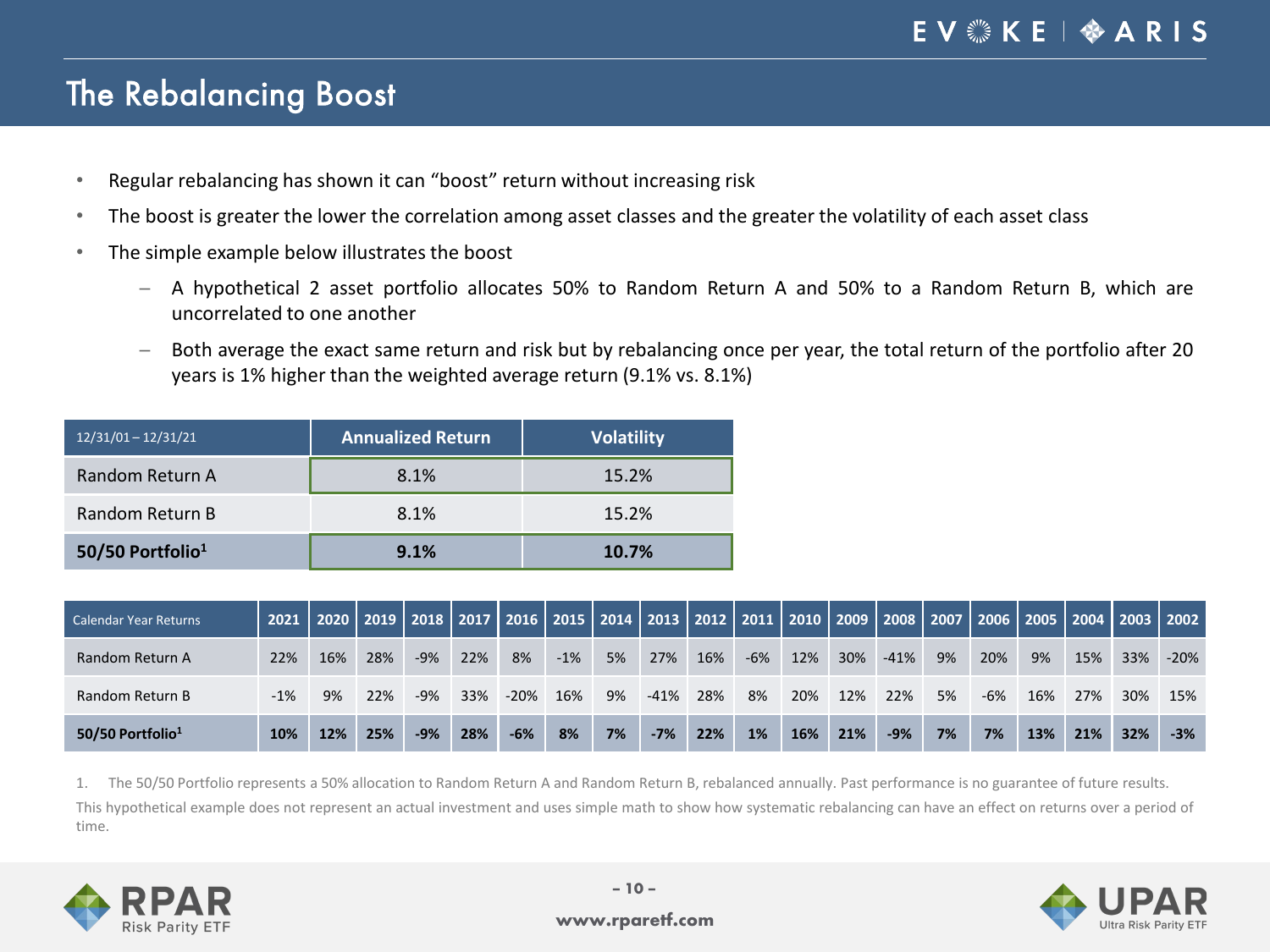# The Rebalancing Boost

- Regular rebalancing has shown it can "boost" return without increasing risk
- The boost is greater the lower the correlation among asset classes and the greater the volatility of each asset class
- The simple example below illustrates the boost
  - A hypothetical 2 asset portfolio allocates 50% to Random Return A and 50% to a Random Return B, which are uncorrelated to one another
  - Both average the exact same return and risk but by rebalancing once per year, the total return of the portfolio after 20 years is 1% higher than the weighted average return (9.1% vs. 8.1%)

| 12/31/01 – 12/31/21 | Annualized Return | Volatility |
|---|---|---|
| Random Return A | 8.1% | 15.2% |
| Random Return B | 8.1% | 15.2% |
| **50/50 Portfolio[1]** | **9.1%** | **10.7%** |

| Calendar Year Returns | 2021 | 2020 | 2019 | 2018 | 2017 | 2016 | 2015 | 2014 | 2013 | 2012 | 2011 | 2010 | 2009 | 2008 | 2007 | 2006 | 2005 | 2004 | 2003 | 2002 |
|---|---|---|---|---|---|---|---|---|---|---|---|---|---|---|---|---|---|---|---|---|
| Random Return A | 22% | 16% | 28% | -9% | 22% | 8% | -1% | 5% | 27% | 16% | -6% | 12% | 30% | -41% | 9% | 20% | 9% | 15% | 33% | -20% |
| Random Return B | -1% | 9% | 22% | -9% | 33% | -20% | 16% | 9% | -41% | 28% | 8% | 20% | 12% | 22% | 5% | -6% | 16% | 27% | 30% | 15% |
| **50/50 Portfolio[1]** | **10%** | **12%** | **25%** | **-9%** | **28%** | **-6%** | **8%** | **7%** | **-7%** | **22%** | **1%** | **16%** | **21%** | **-9%** | **7%** | **7%** | **13%** | **21%** | **32%** | **-3%** |

1. The 50/50 Portfolio represents a 50% allocation to Random Return A and Random Return B, rebalanced annually. Past performance is no guarantee of future results.

This hypothetical example does not represent an actual investment and uses simple math to show how systematic rebalancing can have an effect on returns over a period of time.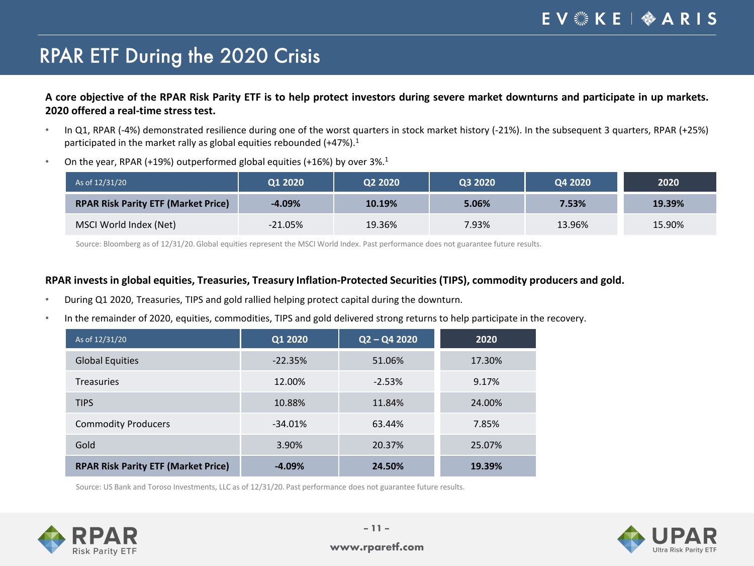# RPAR ETF During the 2020 Crisis

**A core objective of the RPAR Risk Parity ETF is to help protect investors during severe market downturns and participate in up markets. 2020 offered a real-time stress test.**

- In Q1, RPAR (-4%) demonstrated resilience during one of the worst quarters in stock market history (-21%). In the subsequent 3 quarters, RPAR (+25%) participated in the market rally as global equities rebounded (+47%).[1]
- On the year, RPAR (+19%) outperformed global equities (+16%) by over 3%.[1]

| As of 12/31/20 | Q1 2020 | Q2 2020 | Q3 2020 | Q4 2020 | 2020 |
|---|---|---|---|---|---|
| **RPAR Risk Parity ETF (Market Price)** | **-4.09%** | **10.19%** | **5.06%** | **7.53%** | **19.39%** |
| MSCI World Index (Net) | -21.05% | 19.36% | 7.93% | 13.96% | 15.90% |

Source: Bloomberg as of 12/31/20. Global equities represent the MSCI World Index. Past performance does not guarantee future results.

**RPAR invests in global equities, Treasuries, Treasury Inflation-Protected Securities (TIPS), commodity producers and gold.**

- During Q1 2020, Treasuries, TIPS and gold rallied helping protect capital during the downturn.
- In the remainder of 2020, equities, commodities, TIPS and gold delivered strong returns to help participate in the recovery.

| As of 12/31/20 | Q1 2020 | Q2 – Q4 2020 | 2020 |
|---|---|---|---|
| Global Equities | -22.35% | 51.06% | 17.30% |
| Treasuries | 12.00% | -2.53% | 9.17% |
| TIPS | 10.88% | 11.84% | 24.00% |
| Commodity Producers | -34.01% | 63.44% | 7.85% |
| Gold | 3.90% | 20.37% | 25.07% |
| **RPAR Risk Parity ETF (Market Price)** | **-4.09%** | **24.50%** | **19.39%** |

Source: US Bank and Toroso Investments, LLC as of 12/31/20. Past performance does not guarantee future results.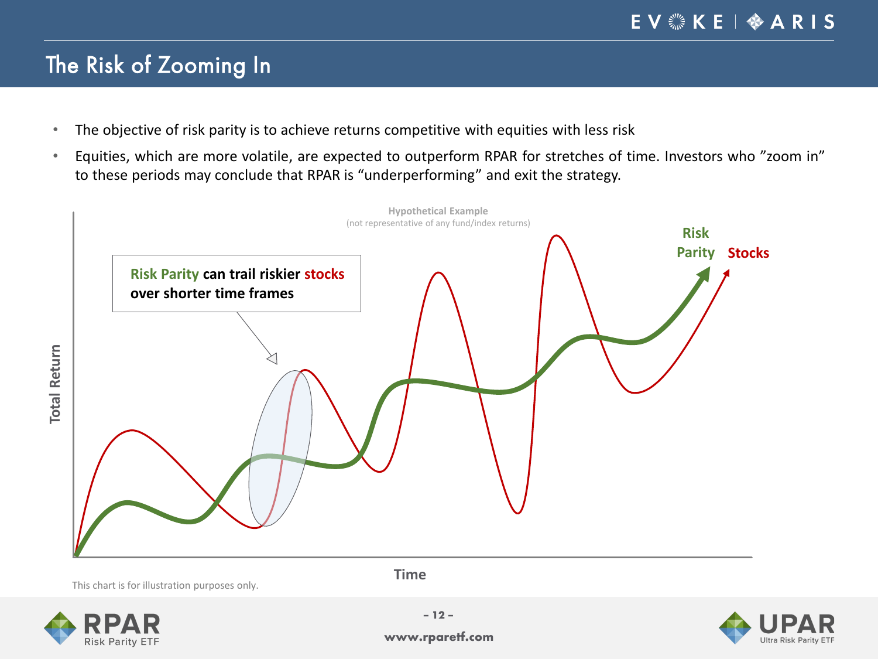# The Risk of Zooming In

- The objective of risk parity is to achieve returns competitive with equities with less risk
- Equities, which are more volatile, are expected to outperform RPAR for stretches of time. Investors who "zoom in" to these periods may conclude that RPAR is "underperforming" and exit the strategy.

**Hypothetical Example**
(not representative of any fund/index returns)

**Risk Parity can trail riskier stocks over shorter time frames**

Total Return

Time

Risk Parity

Stocks

This chart is for illustration purposes only.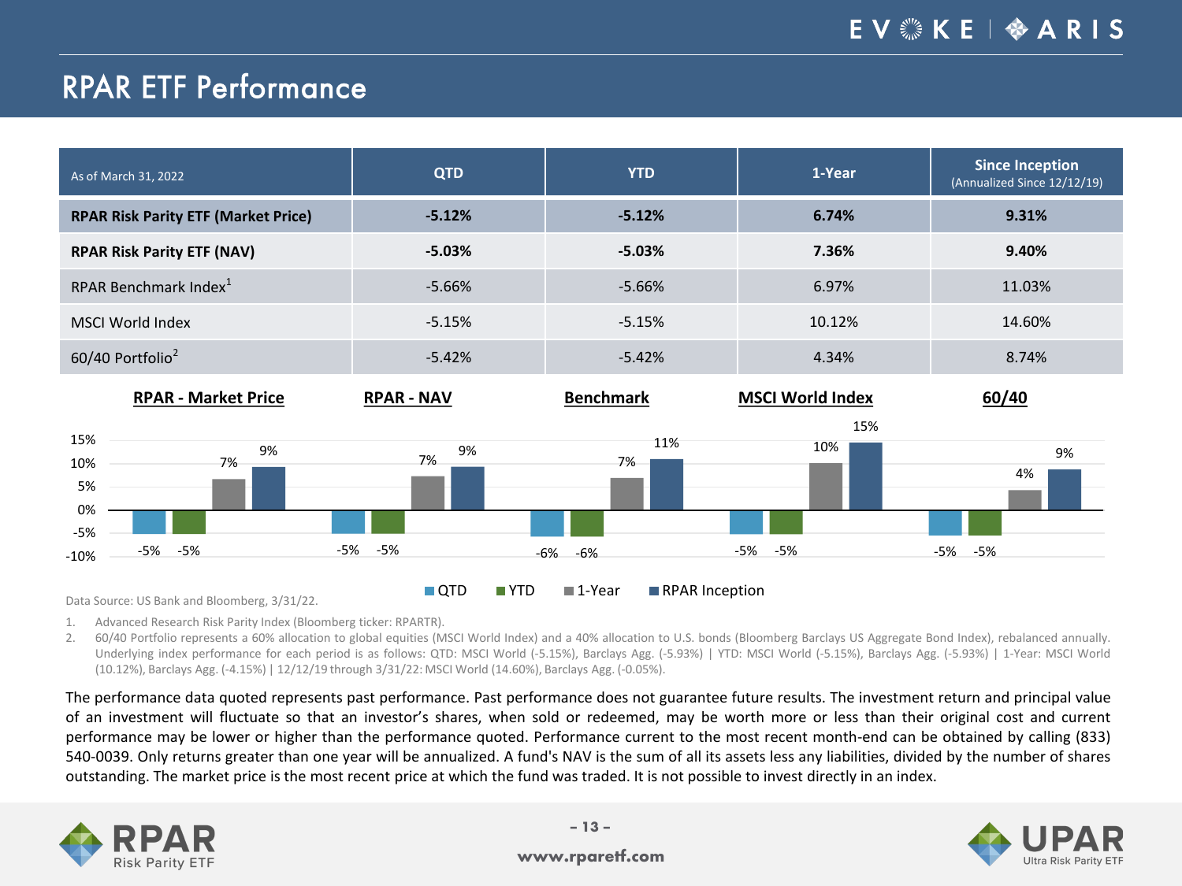# RPAR ETF Performance

| As of March 31, 2022 | QTD | YTD | 1-Year | Since Inception (Annualized Since 12/12/19) |
|---|---|---|---|---|
| **RPAR Risk Parity ETF (Market Price)** | **-5.12%** | **-5.12%** | **6.74%** | **9.31%** |
| **RPAR Risk Parity ETF (NAV)** | **-5.03%** | **-5.03%** | **7.36%** | **9.40%** |
| RPAR Benchmark Index[1] | -5.66% | -5.66% | 6.97% | 11.03% |
| MSCI World Index | -5.15% | -5.15% | 10.12% | 14.60% |
| 60/40 Portfolio[2] | -5.42% | -5.42% | 4.34% | 8.74% |

| | QTD | YTD | 1-Year | RPAR Inception |
|---|---|---|---|---|
| RPAR - Market Price | -5% | -5% | 7% | 9% |
| RPAR - NAV | -5% | -5% | 7% | 9% |
| Benchmark | -6% | -6% | 7% | 11% |
| MSCI World Index | -5% | -5% | 10% | 15% |
| 60/40 | -5% | -5% | 4% | 9% |

Data Source: US Bank and Bloomberg, 3/31/22.

1. Advanced Research Risk Parity Index (Bloomberg ticker: RPARTR).
2. 60/40 Portfolio represents a 60% allocation to global equities (MSCI World Index) and a 40% allocation to U.S. bonds (Bloomberg Barclays US Aggregate Bond Index), rebalanced annually. Underlying index performance for each period is as follows: QTD: MSCI World (-5.15%), Barclays Agg. (-5.93%) | YTD: MSCI World (-5.15%), Barclays Agg. (-5.93%) | 1-Year: MSCI World (10.12%), Barclays Agg. (-4.15%) | 12/12/19 through 3/31/22: MSCI World (14.60%), Barclays Agg. (-0.05%).

The performance data quoted represents past performance. Past performance does not guarantee future results. The investment return and principal value of an investment will fluctuate so that an investor's shares, when sold or redeemed, may be worth more or less than their original cost and current performance may be lower or higher than the performance quoted. Performance current to the most recent month-end can be obtained by calling (833) 540-0039. Only returns greater than one year will be annualized. A fund's NAV is the sum of all its assets less any liabilities, divided by the number of shares outstanding. The market price is the most recent price at which the fund was traded. It is not possible to invest directly in an index.

www.rparetf.com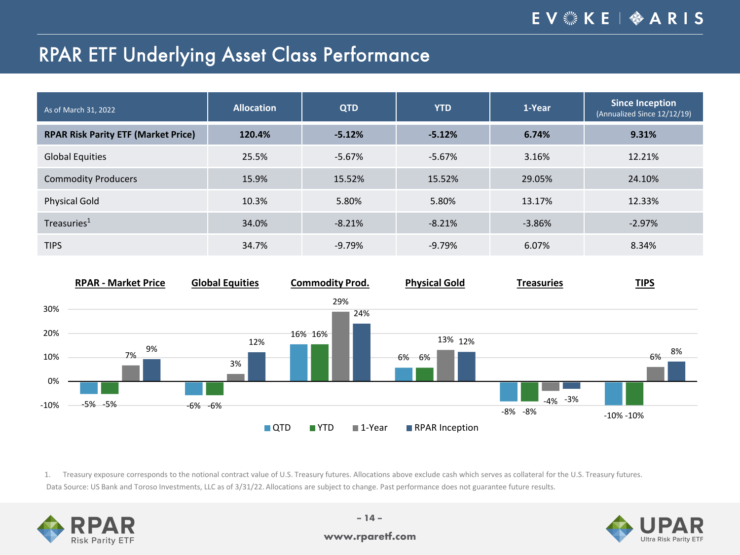# RPAR ETF Underlying Asset Class Performance

| As of March 31, 2022 | Allocation | QTD | YTD | 1-Year | Since Inception (Annualized Since 12/12/19) |
|---|---|---|---|---|---|
| **RPAR Risk Parity ETF (Market Price)** | **120.4%** | **-5.12%** | **-5.12%** | **6.74%** | **9.31%** |
| Global Equities | 25.5% | -5.67% | -5.67% | 3.16% | 12.21% |
| Commodity Producers | 15.9% | 15.52% | 15.52% | 29.05% | 24.10% |
| Physical Gold | 10.3% | 5.80% | 5.80% | 13.17% | 12.33% |
| Treasuries[1] | 34.0% | -8.21% | -8.21% | -3.86% | -2.97% |
| TIPS | 34.7% | -9.79% | -9.79% | 6.07% | 8.34% |

| | RPAR - Market Price | Global Equities | Commodity Prod. | Physical Gold | Treasuries | TIPS |
|---|---|---|---|---|---|---|
| QTD | -5% | -6% | 16% | 6% | -8% | -10% |
| YTD | -5% | -6% | 16% | 6% | -8% | -10% |
| 1-Year | 7% | 3% | 29% | 13% | -4% | 6% |
| RPAR Inception | 9% | 12% | 24% | 12% | -3% | 8% |

1. Treasury exposure corresponds to the notional contract value of U.S. Treasury futures. Allocations above exclude cash which serves as collateral for the U.S. Treasury futures.

Data Source: US Bank and Toroso Investments, LLC as of 3/31/22. Allocations are subject to change. Past performance does not guarantee future results.

www.rparetf.com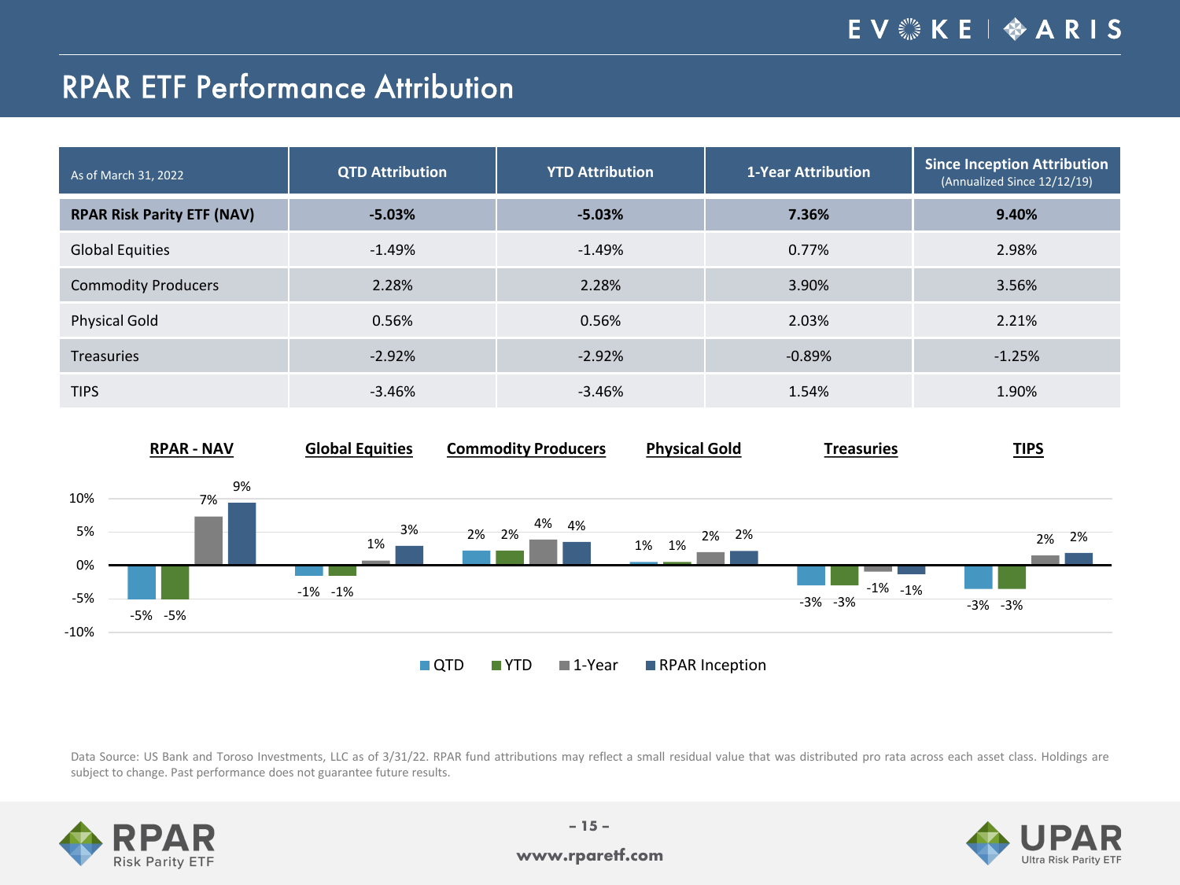# RPAR ETF Performance Attribution

| As of March 31, 2022 | QTD Attribution | YTD Attribution | 1-Year Attribution | Since Inception Attribution (Annualized Since 12/12/19) |
|---|---|---|---|---|
| **RPAR Risk Parity ETF (NAV)** | **-5.03%** | **-5.03%** | **7.36%** | **9.40%** |
| Global Equities | -1.49% | -1.49% | 0.77% | 2.98% |
| Commodity Producers | 2.28% | 2.28% | 3.90% | 3.56% |
| Physical Gold | 0.56% | 0.56% | 2.03% | 2.21% |
| Treasuries | -2.92% | -2.92% | -0.89% | -1.25% |
| TIPS | -3.46% | -3.46% | 1.54% | 1.90% |

| | RPAR - NAV | Global Equities | Commodity Producers | Physical Gold | Treasuries | TIPS |
|---|---|---|---|---|---|---|
| QTD | -5% | -1% | 2% | 1% | -3% | -3% |
| YTD | -5% | -1% | 2% | 1% | -3% | -3% |
| 1-Year | 7% | 1% | 4% | 2% | -1% | 2% |
| RPAR Inception | 9% | 3% | 4% | 2% | -1% | 2% |

Data Source: US Bank and Toroso Investments, LLC as of 3/31/22. RPAR fund attributions may reflect a small residual value that was distributed pro rata across each asset class. Holdings are subject to change. Past performance does not guarantee future results.

www.rparetf.com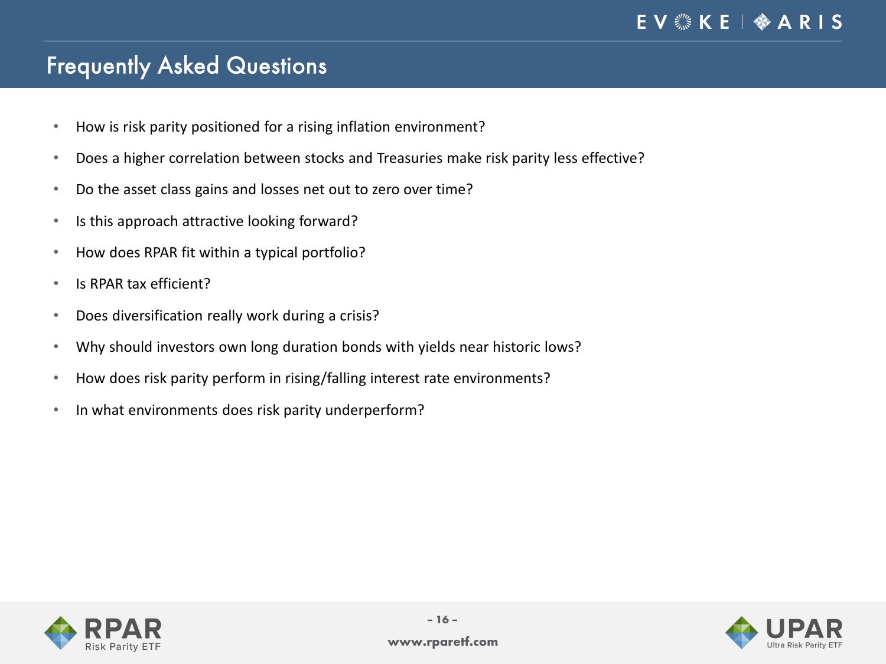# Frequently Asked Questions

- How is risk parity positioned for a rising inflation environment?
- Does a higher correlation between stocks and Treasuries make risk parity less effective?
- Do the asset class gains and losses net out to zero over time?
- Is this approach attractive looking forward?
- How does RPAR fit within a typical portfolio?
- Is RPAR tax efficient?
- Does diversification really work during a crisis?
- Why should investors own long duration bonds with yields near historic lows?
- How does risk parity perform in rising/falling interest rate environments?
- In what environments does risk parity underperform?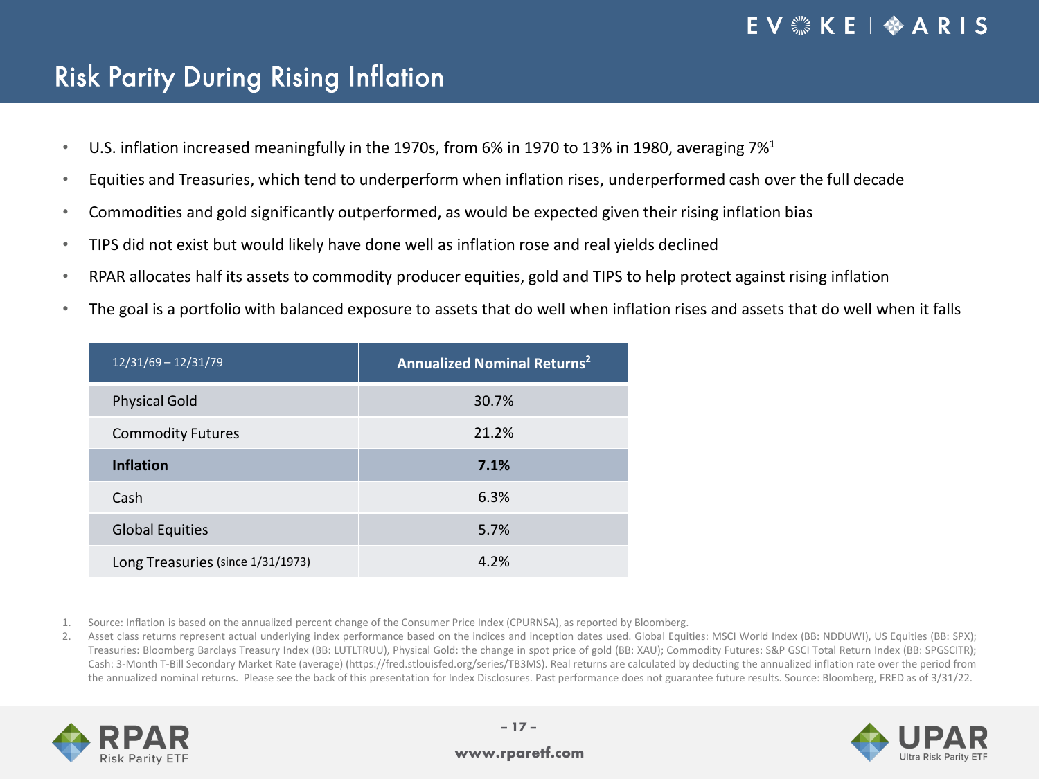# Risk Parity During Rising Inflation

- U.S. inflation increased meaningfully in the 1970s, from 6% in 1970 to 13% in 1980, averaging 7%[1]
- Equities and Treasuries, which tend to underperform when inflation rises, underperformed cash over the full decade
- Commodities and gold significantly outperformed, as would be expected given their rising inflation bias
- TIPS did not exist but would likely have done well as inflation rose and real yields declined
- RPAR allocates half its assets to commodity producer equities, gold and TIPS to help protect against rising inflation
- The goal is a portfolio with balanced exposure to assets that do well when inflation rises and assets that do well when it falls

| 12/31/69 – 12/31/79 | Annualized Nominal Returns[2] |
|---|---|
| Physical Gold | 30.7% |
| Commodity Futures | 21.2% |
| **Inflation** | **7.1%** |
| Cash | 6.3% |
| Global Equities | 5.7% |
| Long Treasuries (since 1/31/1973) | 4.2% |

1. Source: Inflation is based on the annualized percent change of the Consumer Price Index (CPURNSA), as reported by Bloomberg.
2. Asset class returns represent actual underlying index performance based on the indices and inception dates used. Global Equities: MSCI World Index (BB: NDDUWI), US Equities (BB: SPX); Treasuries: Bloomberg Barclays Treasury Index (BB: LUTLTRUU), Physical Gold: the change in spot price of gold (BB: XAU); Commodity Futures: S&P GSCI Total Return Index (BB: SPGSCITR); Cash: 3-Month T-Bill Secondary Market Rate (average) (https://fred.stlouisfed.org/series/TB3MS). Real returns are calculated by deducting the annualized inflation rate over the period from the annualized nominal returns. Please see the back of this presentation for Index Disclosures. Past performance does not guarantee future results. Source: Bloomberg, FRED as of 3/31/22.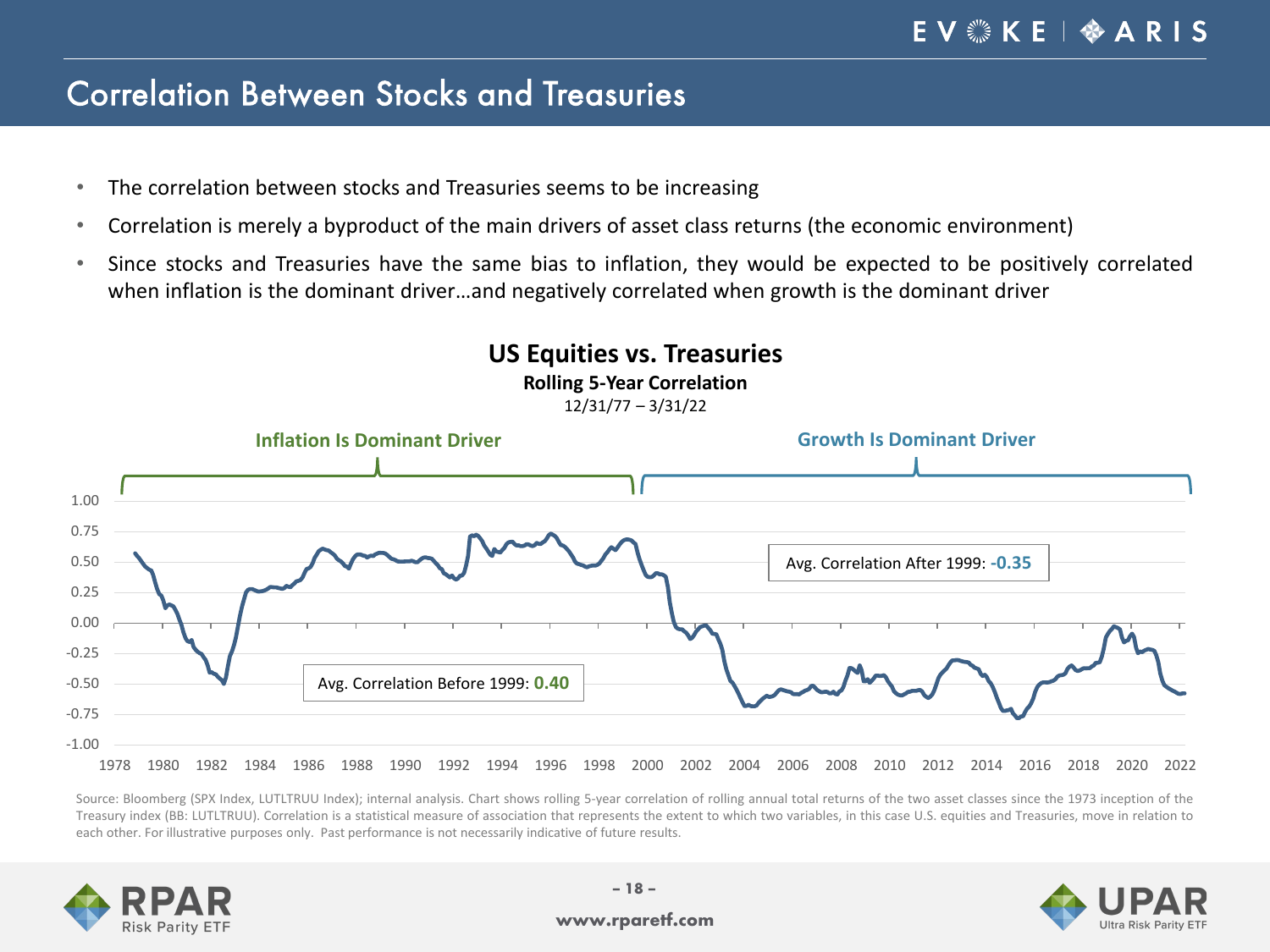## Correlation Between Stocks and Treasuries

- The correlation between stocks and Treasuries seems to be increasing
- Correlation is merely a byproduct of the main drivers of asset class returns (the economic environment)
- Since stocks and Treasuries have the same bias to inflation, they would be expected to be positively correlated when inflation is the dominant driver…and negatively correlated when growth is the dominant driver

**US Equities vs. Treasuries**

**Rolling 5-Year Correlation**

12/31/77 – 3/31/22

Inflation Is Dominant Driver | Growth Is Dominant Driver

Avg. Correlation Before 1999: 0.40

Avg. Correlation After 1999: -0.35

Source: Bloomberg (SPX Index, LUTLTRUU Index); internal analysis. Chart shows rolling 5-year correlation of rolling annual total returns of the two asset classes since the 1973 inception of the Treasury index (BB: LUTLTRUU). Correlation is a statistical measure of association that represents the extent to which two variables, in this case U.S. equities and Treasuries, move in relation to each other. For illustrative purposes only. Past performance is not necessarily indicative of future results.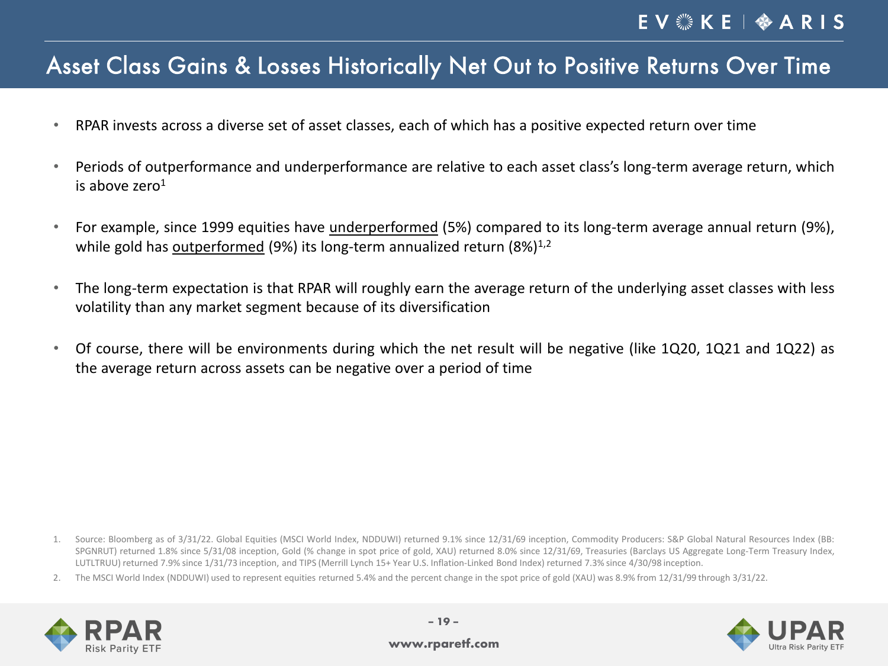# Asset Class Gains & Losses Historically Net Out to Positive Returns Over Time

- RPAR invests across a diverse set of asset classes, each of which has a positive expected return over time
- Periods of outperformance and underperformance are relative to each asset class's long-term average return, which is above zero[1]
- For example, since 1999 equities have underperformed (5%) compared to its long-term average annual return (9%), while gold has outperformed (9%) its long-term annualized return (8%)[1,2]
- The long-term expectation is that RPAR will roughly earn the average return of the underlying asset classes with less volatility than any market segment because of its diversification
- Of course, there will be environments during which the net result will be negative (like 1Q20, 1Q21 and 1Q22) as the average return across assets can be negative over a period of time

1. Source: Bloomberg as of 3/31/22. Global Equities (MSCI World Index, NDDUWI) returned 9.1% since 12/31/69 inception, Commodity Producers: S&P Global Natural Resources Index (BB: SPGNRUT) returned 1.8% since 5/31/08 inception, Gold (% change in spot price of gold, XAU) returned 8.0% since 12/31/69, Treasuries (Barclays US Aggregate Long-Term Treasury Index, LUTLTRUU) returned 7.9% since 1/31/73 inception, and TIPS (Merrill Lynch 15+ Year U.S. Inflation-Linked Bond Index) returned 7.3% since 4/30/98 inception.
2. The MSCI World Index (NDDUWI) used to represent equities returned 5.4% and the percent change in the spot price of gold (XAU) was 8.9% from 12/31/99 through 3/31/22.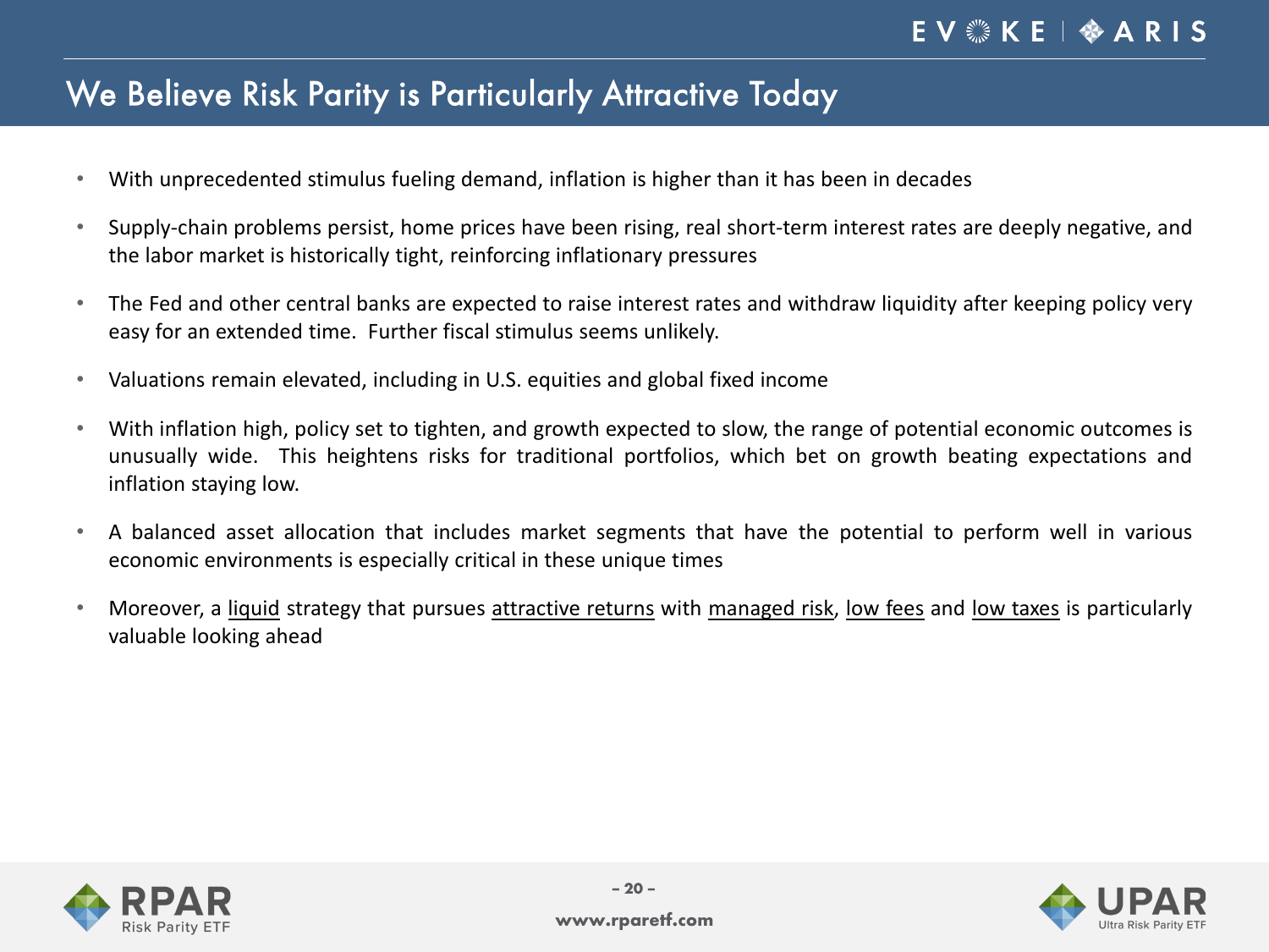# We Believe Risk Parity is Particularly Attractive Today

- With unprecedented stimulus fueling demand, inflation is higher than it has been in decades
- Supply-chain problems persist, home prices have been rising, real short-term interest rates are deeply negative, and the labor market is historically tight, reinforcing inflationary pressures
- The Fed and other central banks are expected to raise interest rates and withdraw liquidity after keeping policy very easy for an extended time. Further fiscal stimulus seems unlikely.
- Valuations remain elevated, including in U.S. equities and global fixed income
- With inflation high, policy set to tighten, and growth expected to slow, the range of potential economic outcomes is unusually wide. This heightens risks for traditional portfolios, which bet on growth beating expectations and inflation staying low.
- A balanced asset allocation that includes market segments that have the potential to perform well in various economic environments is especially critical in these unique times
- Moreover, a liquid strategy that pursues attractive returns with managed risk, low fees and low taxes is particularly valuable looking ahead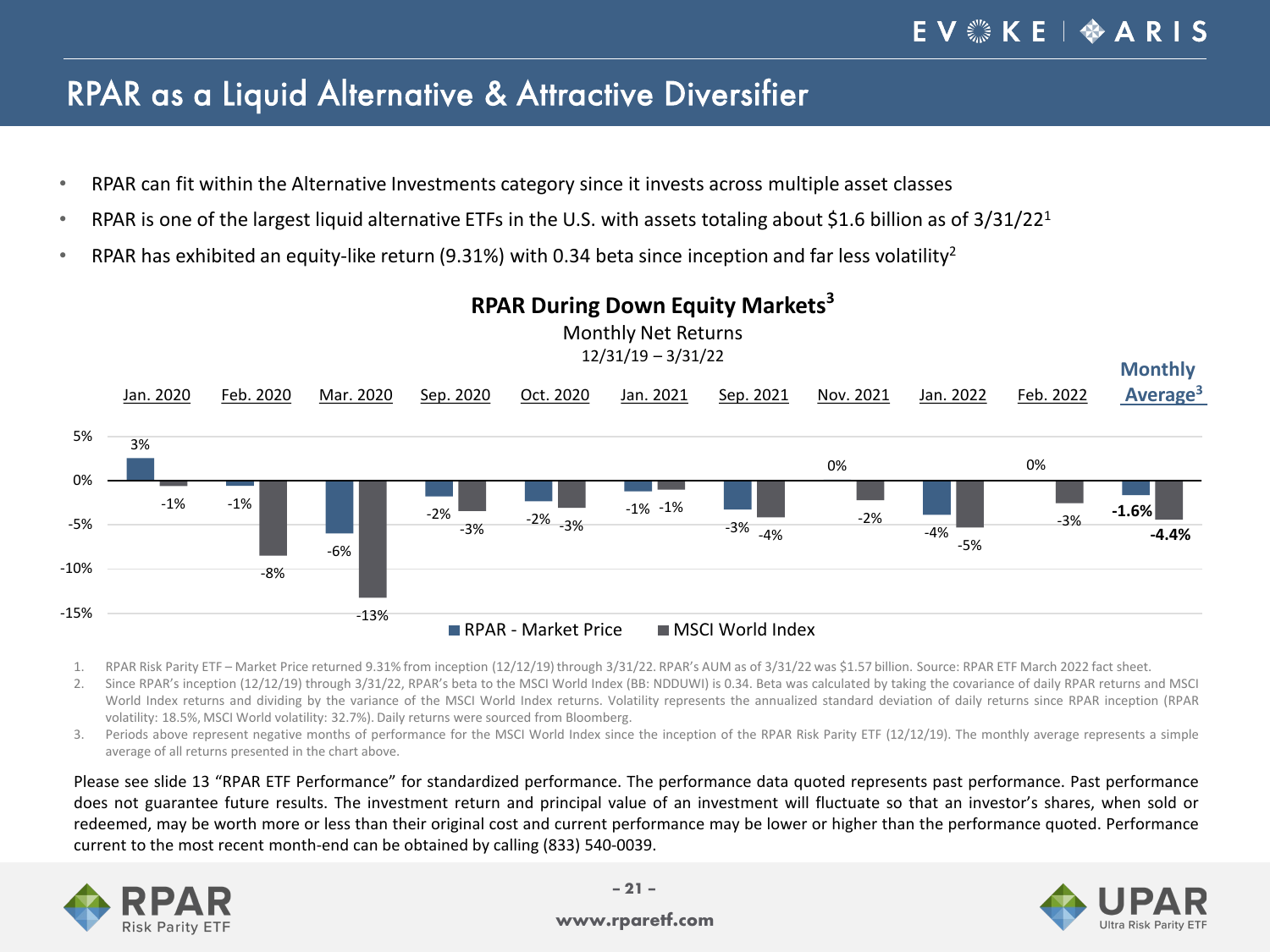# RPAR as a Liquid Alternative & Attractive Diversifier

- RPAR can fit within the Alternative Investments category since it invests across multiple asset classes
- RPAR is one of the largest liquid alternative ETFs in the U.S. with assets totaling about $1.6 billion as of 3/31/22[1]
- RPAR has exhibited an equity-like return (9.31%) with 0.34 beta since inception and far less volatility[2]

**RPAR During Down Equity Markets[3]**

Monthly Net Returns

12/31/19 – 3/31/22

| | Jan. 2020 | Feb. 2020 | Mar. 2020 | Sep. 2020 | Oct. 2020 | Jan. 2021 | Sep. 2021 | Nov. 2021 | Jan. 2022 | Feb. 2022 | Monthly Average[3] |
|---|---|---|---|---|---|---|---|---|---|---|---|
| RPAR - Market Price | 3% | -1% | -6% | -2% | -2% | -1% | -3% | 0% | -4% | 0% | **-1.6%** |
| MSCI World Index | -1% | -8% | -13% | -3% | -3% | -1% | -4% | -2% | -5% | -3% | **-4.4%** |

1. RPAR Risk Parity ETF – Market Price returned 9.31% from inception (12/12/19) through 3/31/22. RPAR's AUM as of 3/31/22 was $1.57 billion. Source: RPAR ETF March 2022 fact sheet.
2. Since RPAR's inception (12/12/19) through 3/31/22, RPAR's beta to the MSCI World Index (BB: NDDUWI) is 0.34. Beta was calculated by taking the covariance of daily RPAR returns and MSCI World Index returns and dividing by the variance of the MSCI World Index returns. Volatility represents the annualized standard deviation of daily returns since RPAR inception (RPAR volatility: 18.5%, MSCI World volatility: 32.7%). Daily returns were sourced from Bloomberg.
3. Periods above represent negative months of performance for the MSCI World Index since the inception of the RPAR Risk Parity ETF (12/12/19). The monthly average represents a simple average of all returns presented in the chart above.

Please see slide 13 "RPAR ETF Performance" for standardized performance. The performance data quoted represents past performance. Past performance does not guarantee future results. The investment return and principal value of an investment will fluctuate so that an investor's shares, when sold or redeemed, may be worth more or less than their original cost and current performance may be lower or higher than the performance quoted. Performance current to the most recent month-end can be obtained by calling (833) 540-0039.

www.rparetf.com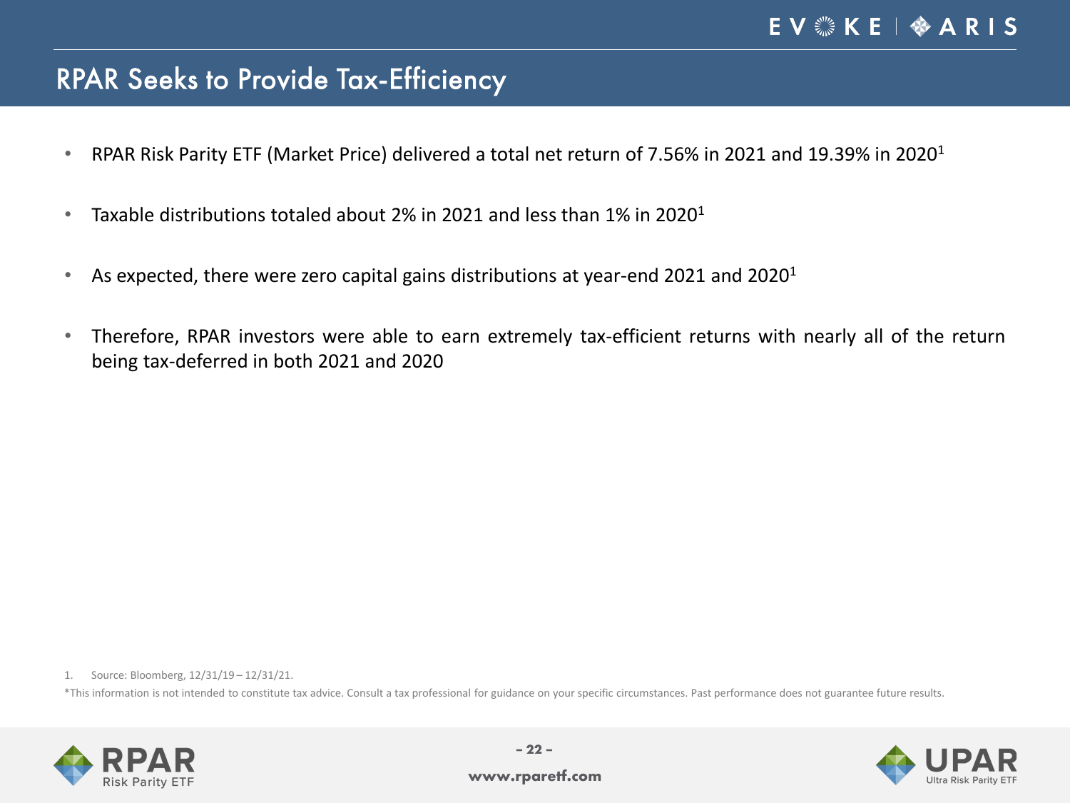# RPAR Seeks to Provide Tax-Efficiency

- RPAR Risk Parity ETF (Market Price) delivered a total net return of 7.56% in 2021 and 19.39% in 2020[1]
- Taxable distributions totaled about 2% in 2021 and less than 1% in 2020[1]
- As expected, there were zero capital gains distributions at year-end 2021 and 2020[1]
- Therefore, RPAR investors were able to earn extremely tax-efficient returns with nearly all of the return being tax-deferred in both 2021 and 2020

1. Source: Bloomberg, 12/31/19 – 12/31/21.

*This information is not intended to constitute tax advice. Consult a tax professional for guidance on your specific circumstances. Past performance does not guarantee future results.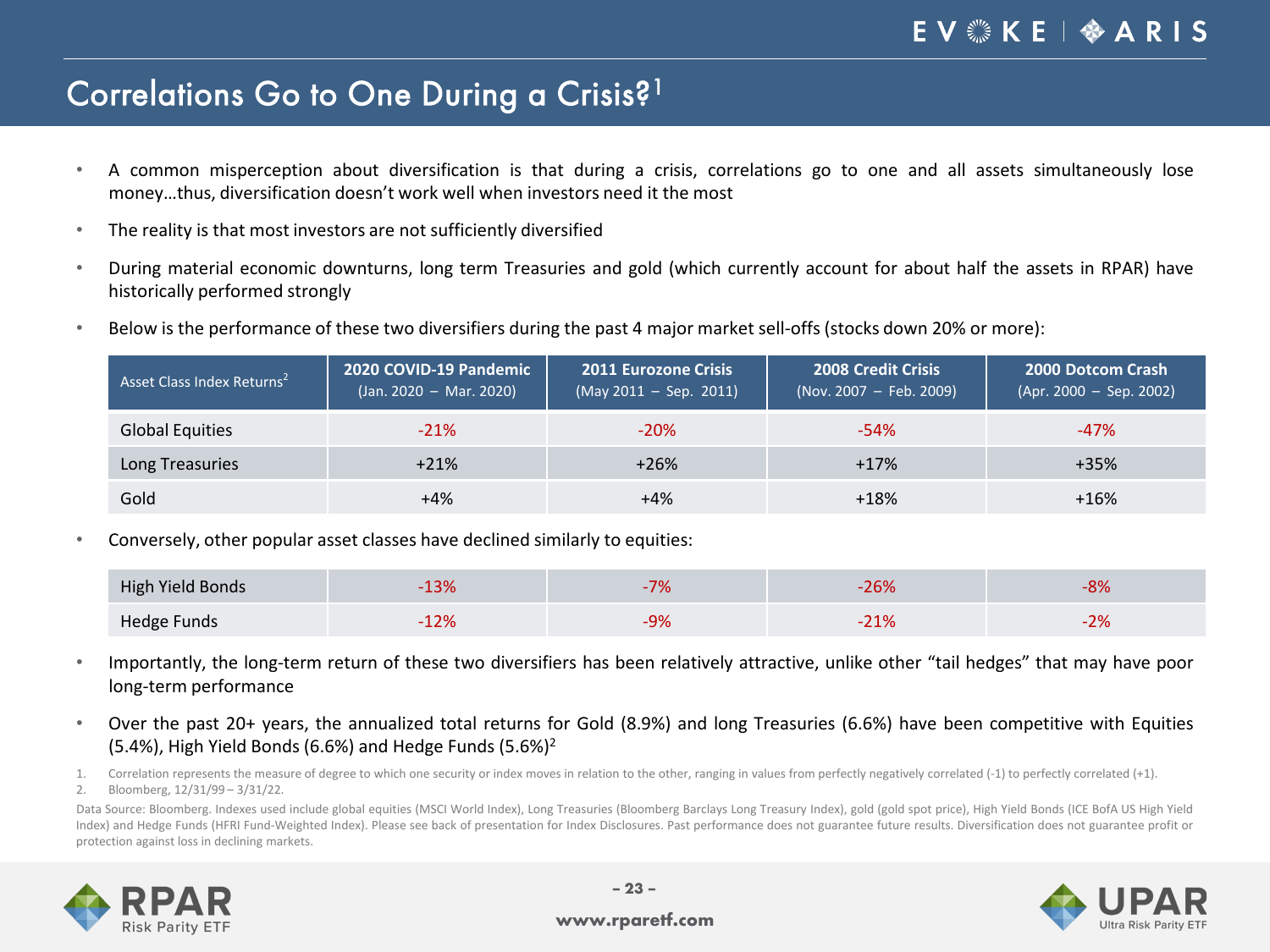# Correlations Go to One During a Crisis?[1]

- A common misperception about diversification is that during a crisis, correlations go to one and all assets simultaneously lose money…thus, diversification doesn't work well when investors need it the most
- The reality is that most investors are not sufficiently diversified
- During material economic downturns, long term Treasuries and gold (which currently account for about half the assets in RPAR) have historically performed strongly
- Below is the performance of these two diversifiers during the past 4 major market sell-offs (stocks down 20% or more):

| Asset Class Index Returns[2] | 2020 COVID-19 Pandemic (Jan. 2020 – Mar. 2020) | 2011 Eurozone Crisis (May 2011 – Sep. 2011) | 2008 Credit Crisis (Nov. 2007 – Feb. 2009) | 2000 Dotcom Crash (Apr. 2000 – Sep. 2002) |
|---|---|---|---|---|
| Global Equities | -21% | -20% | -54% | -47% |
| Long Treasuries | +21% | +26% | +17% | +35% |
| Gold | +4% | +4% | +18% | +16% |

- Conversely, other popular asset classes have declined similarly to equities:

| Asset Class Index Returns[2] | 2020 COVID-19 Pandemic (Jan. 2020 – Mar. 2020) | 2011 Eurozone Crisis (May 2011 – Sep. 2011) | 2008 Credit Crisis (Nov. 2007 – Feb. 2009) | 2000 Dotcom Crash (Apr. 2000 – Sep. 2002) |
|---|---|---|---|---|
| High Yield Bonds | -13% | -7% | -26% | -8% |
| Hedge Funds | -12% | -9% | -21% | -2% |

- Importantly, the long-term return of these two diversifiers has been relatively attractive, unlike other "tail hedges" that may have poor long-term performance
- Over the past 20+ years, the annualized total returns for Gold (8.9%) and long Treasuries (6.6%) have been competitive with Equities (5.4%), High Yield Bonds (6.6%) and Hedge Funds (5.6%)[2]

1. Correlation represents the measure of degree to which one security or index moves in relation to the other, ranging in values from perfectly negatively correlated (-1) to perfectly correlated (+1).
2. Bloomberg, 12/31/99 – 3/31/22.

Data Source: Bloomberg. Indexes used include global equities (MSCI World Index), Long Treasuries (Bloomberg Barclays Long Treasury Index), gold (gold spot price), High Yield Bonds (ICE BofA US High Yield Index) and Hedge Funds (HFRI Fund-Weighted Index). Please see back of presentation for Index Disclosures. Past performance does not guarantee future results. Diversification does not guarantee profit or protection against loss in declining markets.

www.rparetf.com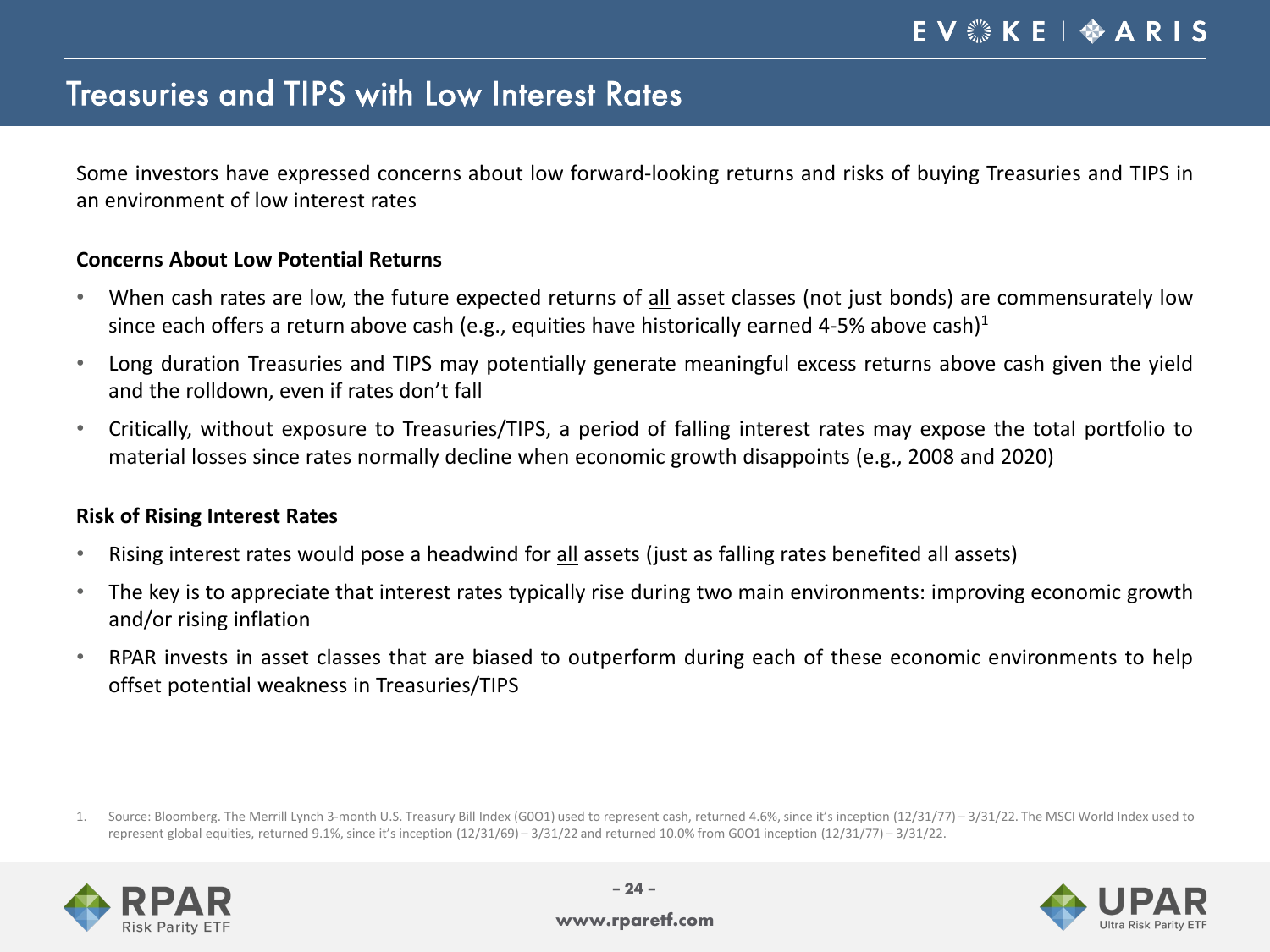## Treasuries and TIPS with Low Interest Rates

Some investors have expressed concerns about low forward-looking returns and risks of buying Treasuries and TIPS in an environment of low interest rates

**Concerns About Low Potential Returns**

- When cash rates are low, the future expected returns of <u>all</u> asset classes (not just bonds) are commensurately low since each offers a return above cash (e.g., equities have historically earned 4-5% above cash)[1]
- Long duration Treasuries and TIPS may potentially generate meaningful excess returns above cash given the yield and the rolldown, even if rates don't fall
- Critically, without exposure to Treasuries/TIPS, a period of falling interest rates may expose the total portfolio to material losses since rates normally decline when economic growth disappoints (e.g., 2008 and 2020)

**Risk of Rising Interest Rates**

- Rising interest rates would pose a headwind for <u>all</u> assets (just as falling rates benefited all assets)
- The key is to appreciate that interest rates typically rise during two main environments: improving economic growth and/or rising inflation
- RPAR invests in asset classes that are biased to outperform during each of these economic environments to help offset potential weakness in Treasuries/TIPS

1. Source: Bloomberg. The Merrill Lynch 3-month U.S. Treasury Bill Index (G0O1) used to represent cash, returned 4.6%, since it's inception (12/31/77) – 3/31/22. The MSCI World Index used to represent global equities, returned 9.1%, since it's inception (12/31/69) – 3/31/22 and returned 10.0% from G0O1 inception (12/31/77) – 3/31/22.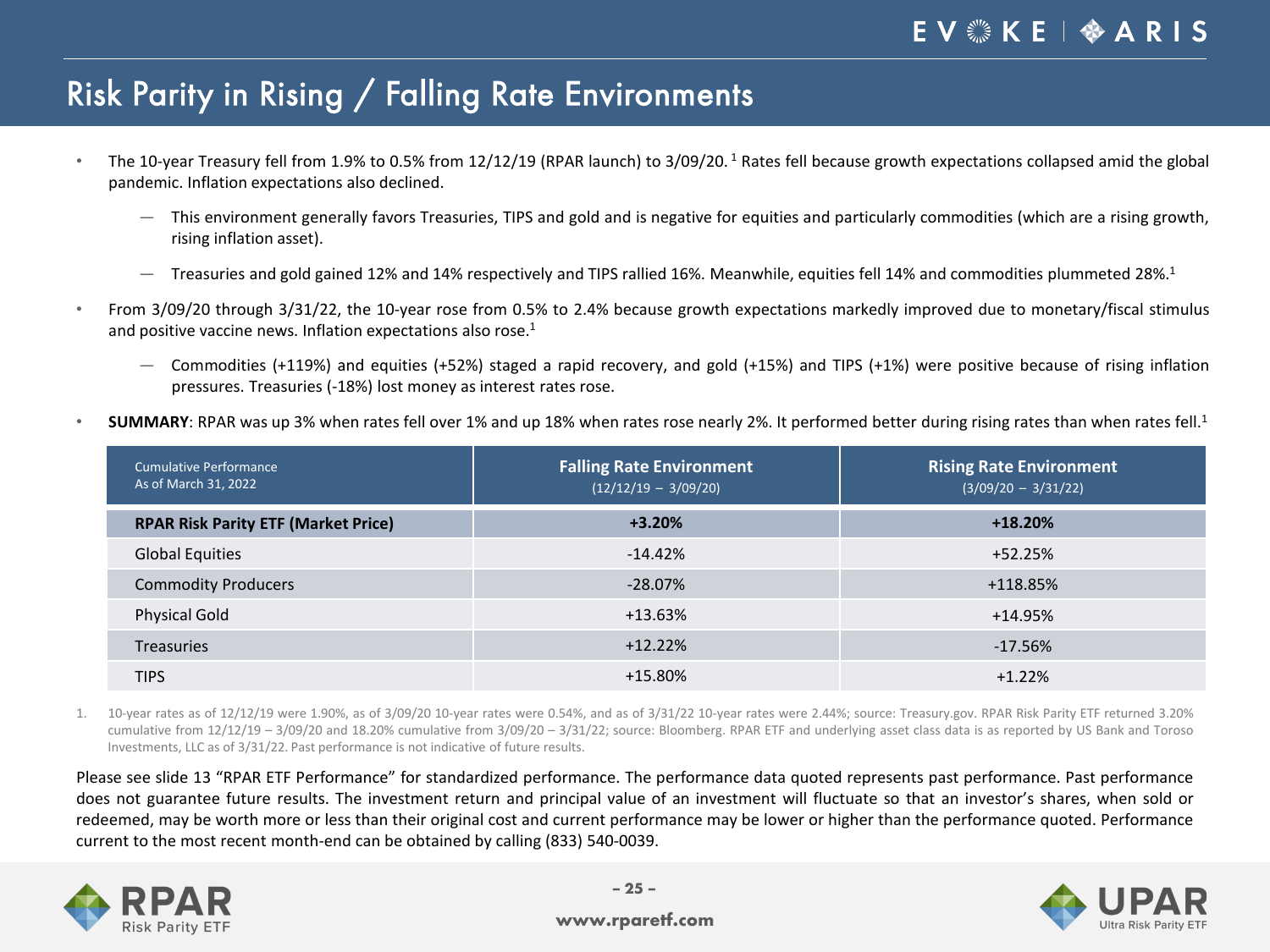# Risk Parity in Rising / Falling Rate Environments

- The 10-year Treasury fell from 1.9% to 0.5% from 12/12/19 (RPAR launch) to 3/09/20.[1] Rates fell because growth expectations collapsed amid the global pandemic. Inflation expectations also declined.
  - This environment generally favors Treasuries, TIPS and gold and is negative for equities and particularly commodities (which are a rising growth, rising inflation asset).
  - Treasuries and gold gained 12% and 14% respectively and TIPS rallied 16%. Meanwhile, equities fell 14% and commodities plummeted 28%.[1]
- From 3/09/20 through 3/31/22, the 10-year rose from 0.5% to 2.4% because growth expectations markedly improved due to monetary/fiscal stimulus and positive vaccine news. Inflation expectations also rose.[1]
  - Commodities (+119%) and equities (+52%) staged a rapid recovery, and gold (+15%) and TIPS (+1%) were positive because of rising inflation pressures. Treasuries (-18%) lost money as interest rates rose.
- **SUMMARY**: RPAR was up 3% when rates fell over 1% and up 18% when rates rose nearly 2%. It performed better during rising rates than when rates fell.[1]

| Cumulative Performance As of March 31, 2022 | **Falling Rate Environment** (12/12/19 – 3/09/20) | **Rising Rate Environment** (3/09/20 – 3/31/22) |
|---|---|---|
| **RPAR Risk Parity ETF (Market Price)** | **+3.20%** | **+18.20%** |
| Global Equities | -14.42% | +52.25% |
| Commodity Producers | -28.07% | +118.85% |
| Physical Gold | +13.63% | +14.95% |
| Treasuries | +12.22% | -17.56% |
| TIPS | +15.80% | +1.22% |

1. 10-year rates as of 12/12/19 were 1.90%, as of 3/09/20 10-year rates were 0.54%, and as of 3/31/22 10-year rates were 2.44%; source: Treasury.gov. RPAR Risk Parity ETF returned 3.20% cumulative from 12/12/19 – 3/09/20 and 18.20% cumulative from 3/09/20 – 3/31/22; source: Bloomberg. RPAR ETF and underlying asset class data is as reported by US Bank and Toroso Investments, LLC as of 3/31/22. Past performance is not indicative of future results.

Please see slide 13 "RPAR ETF Performance" for standardized performance. The performance data quoted represents past performance. Past performance does not guarantee future results. The investment return and principal value of an investment will fluctuate so that an investor's shares, when sold or redeemed, may be worth more or less than their original cost and current performance may be lower or higher than the performance quoted. Performance current to the most recent month-end can be obtained by calling (833) 540-0039.

www.rparetf.com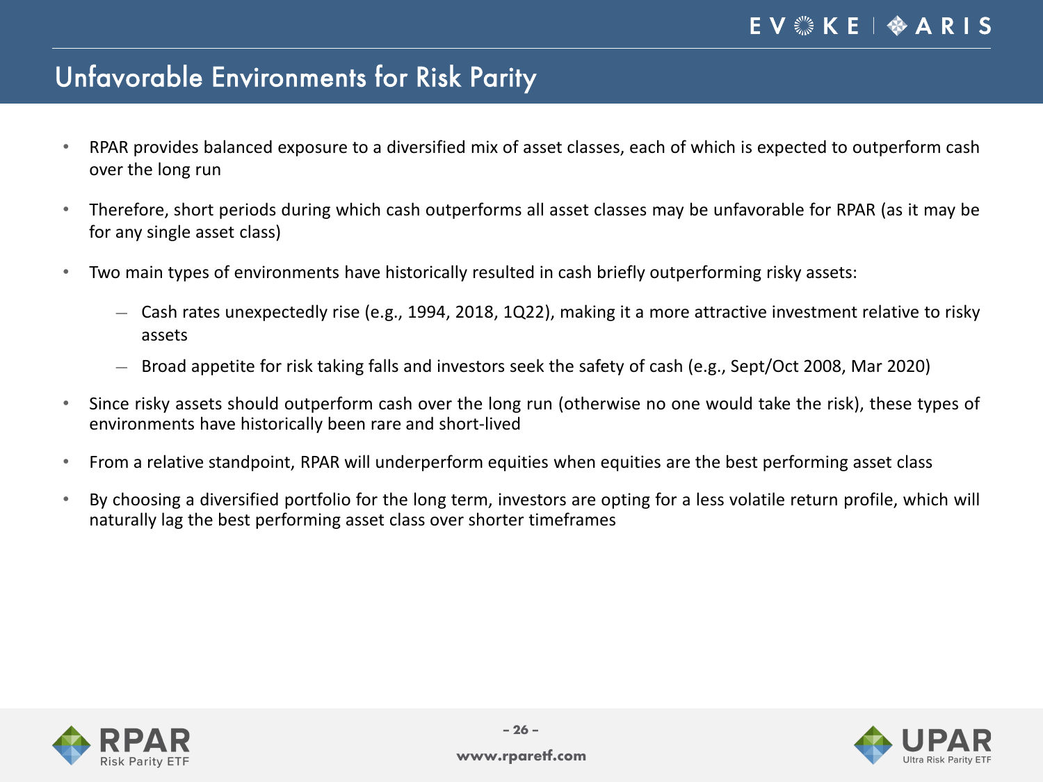# Unfavorable Environments for Risk Parity

- RPAR provides balanced exposure to a diversified mix of asset classes, each of which is expected to outperform cash over the long run
- Therefore, short periods during which cash outperforms all asset classes may be unfavorable for RPAR (as it may be for any single asset class)
- Two main types of environments have historically resulted in cash briefly outperforming risky assets:
  - Cash rates unexpectedly rise (e.g., 1994, 2018, 1Q22), making it a more attractive investment relative to risky assets
  - Broad appetite for risk taking falls and investors seek the safety of cash (e.g., Sept/Oct 2008, Mar 2020)
- Since risky assets should outperform cash over the long run (otherwise no one would take the risk), these types of environments have historically been rare and short-lived
- From a relative standpoint, RPAR will underperform equities when equities are the best performing asset class
- By choosing a diversified portfolio for the long term, investors are opting for a less volatile return profile, which will naturally lag the best performing asset class over shorter timeframes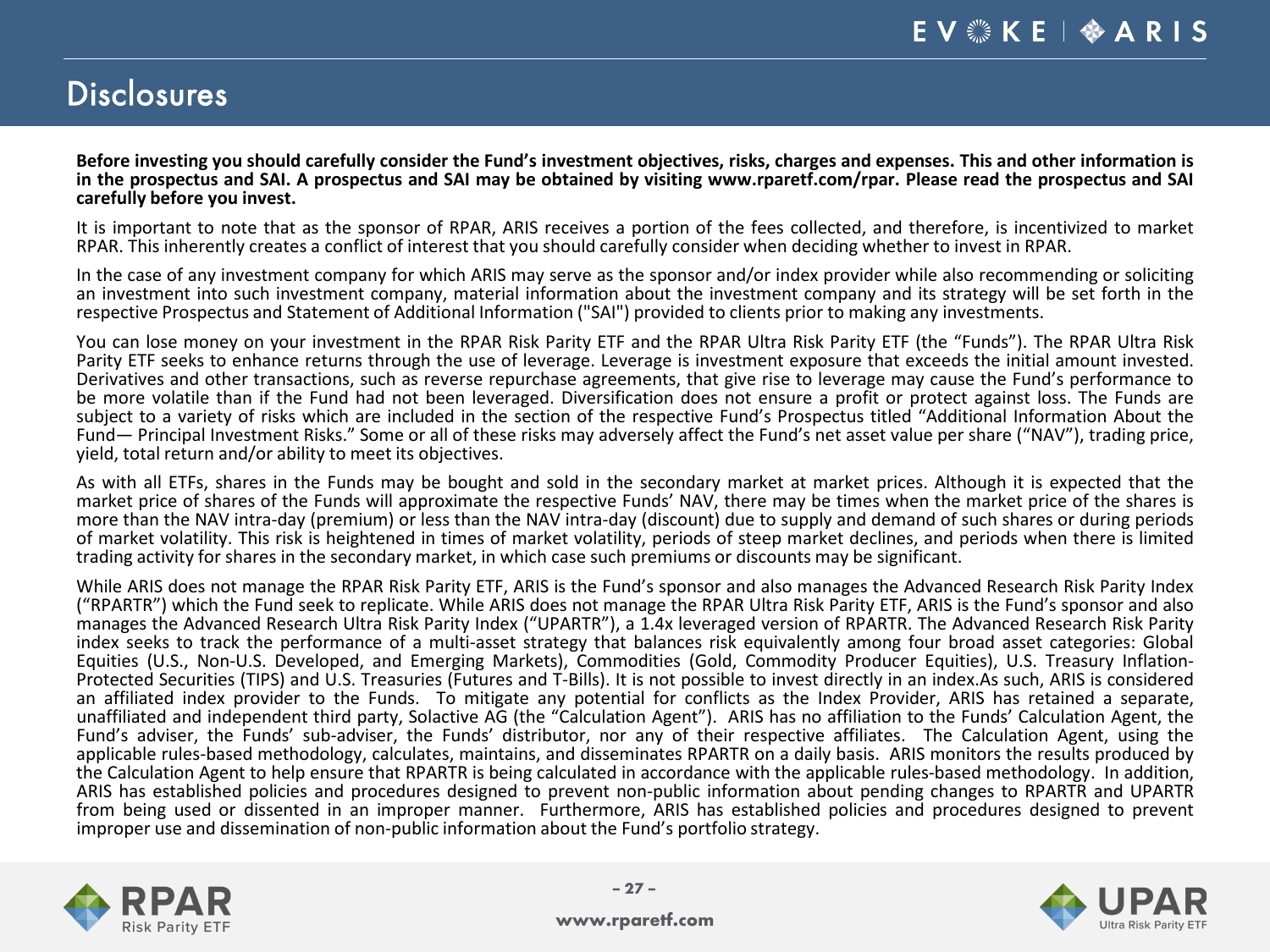# Disclosures

**Before investing you should carefully consider the Fund's investment objectives, risks, charges and expenses. This and other information is in the prospectus and SAI. A prospectus and SAI may be obtained by visiting www.rparetf.com/rpar. Please read the prospectus and SAI carefully before you invest.**

It is important to note that as the sponsor of RPAR, ARIS receives a portion of the fees collected, and therefore, is incentivized to market RPAR. This inherently creates a conflict of interest that you should carefully consider when deciding whether to invest in RPAR.

In the case of any investment company for which ARIS may serve as the sponsor and/or index provider while also recommending or soliciting an investment into such investment company, material information about the investment company and its strategy will be set forth in the respective Prospectus and Statement of Additional Information ("SAI") provided to clients prior to making any investments.

You can lose money on your investment in the RPAR Risk Parity ETF and the RPAR Ultra Risk Parity ETF (the "Funds"). The RPAR Ultra Risk Parity ETF seeks to enhance returns through the use of leverage. Leverage is investment exposure that exceeds the initial amount invested. Derivatives and other transactions, such as reverse repurchase agreements, that give rise to leverage may cause the Fund's performance to be more volatile than if the Fund had not been leveraged. Diversification does not ensure a profit or protect against loss. The Funds are subject to a variety of risks which are included in the section of the respective Fund's Prospectus titled "Additional Information About the Fund— Principal Investment Risks." Some or all of these risks may adversely affect the Fund's net asset value per share ("NAV"), trading price, yield, total return and/or ability to meet its objectives.

As with all ETFs, shares in the Funds may be bought and sold in the secondary market at market prices. Although it is expected that the market price of shares of the Funds will approximate the respective Funds' NAV, there may be times when the market price of the shares is more than the NAV intra-day (premium) or less than the NAV intra-day (discount) due to supply and demand of such shares or during periods of market volatility. This risk is heightened in times of market volatility, periods of steep market declines, and periods when there is limited trading activity for shares in the secondary market, in which case such premiums or discounts may be significant.

While ARIS does not manage the RPAR Risk Parity ETF, ARIS is the Fund's sponsor and also manages the Advanced Research Risk Parity Index ("RPARTR") which the Fund seek to replicate. While ARIS does not manage the RPAR Ultra Risk Parity ETF, ARIS is the Fund's sponsor and also manages the Advanced Research Ultra Risk Parity Index ("UPARTR"), a 1.4x leveraged version of RPARTR. The Advanced Research Risk Parity index seeks to track the performance of a multi-asset strategy that balances risk equivalently among four broad asset categories: Global Equities (U.S., Non-U.S. Developed, and Emerging Markets), Commodities (Gold, Commodity Producer Equities), U.S. Treasury Inflation-Protected Securities (TIPS) and U.S. Treasuries (Futures and T-Bills). It is not possible to invest directly in an index.As such, ARIS is considered an affiliated index provider to the Funds. To mitigate any potential for conflicts as the Index Provider, ARIS has retained a separate, unaffiliated and independent third party, Solactive AG (the "Calculation Agent"). ARIS has no affiliation to the Funds' Calculation Agent, the Fund's adviser, the Funds' sub-adviser, the Funds' distributor, nor any of their respective affiliates. The Calculation Agent, using the applicable rules-based methodology, calculates, maintains, and disseminates RPARTR on a daily basis. ARIS monitors the results produced by the Calculation Agent to help ensure that RPARTR is being calculated in accordance with the applicable rules-based methodology. In addition, ARIS has established policies and procedures designed to prevent non-public information about pending changes to RPARTR and UPARTR from being used or dissented in an improper manner. Furthermore, ARIS has established policies and procedures designed to prevent improper use and dissemination of non-public information about the Fund's portfolio strategy.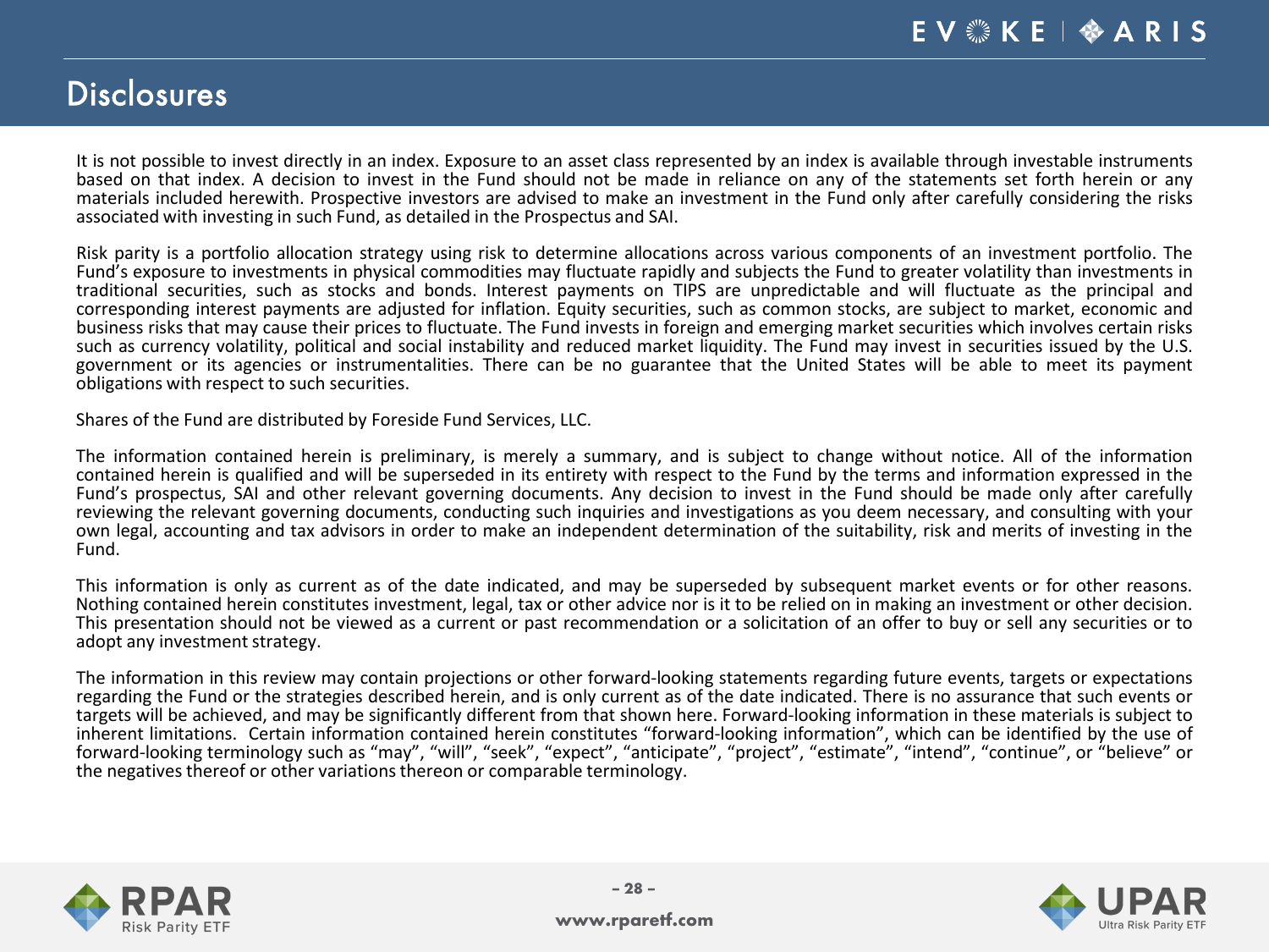# Disclosures

It is not possible to invest directly in an index. Exposure to an asset class represented by an index is available through investable instruments based on that index. A decision to invest in the Fund should not be made in reliance on any of the statements set forth herein or any materials included herewith. Prospective investors are advised to make an investment in the Fund only after carefully considering the risks associated with investing in such Fund, as detailed in the Prospectus and SAI.

Risk parity is a portfolio allocation strategy using risk to determine allocations across various components of an investment portfolio. The Fund's exposure to investments in physical commodities may fluctuate rapidly and subjects the Fund to greater volatility than investments in traditional securities, such as stocks and bonds. Interest payments on TIPS are unpredictable and will fluctuate as the principal and corresponding interest payments are adjusted for inflation. Equity securities, such as common stocks, are subject to market, economic and business risks that may cause their prices to fluctuate. The Fund invests in foreign and emerging market securities which involves certain risks such as currency volatility, political and social instability and reduced market liquidity. The Fund may invest in securities issued by the U.S. government or its agencies or instrumentalities. There can be no guarantee that the United States will be able to meet its payment obligations with respect to such securities.

Shares of the Fund are distributed by Foreside Fund Services, LLC.

The information contained herein is preliminary, is merely a summary, and is subject to change without notice. All of the information contained herein is qualified and will be superseded in its entirety with respect to the Fund by the terms and information expressed in the Fund's prospectus, SAI and other relevant governing documents. Any decision to invest in the Fund should be made only after carefully reviewing the relevant governing documents, conducting such inquiries and investigations as you deem necessary, and consulting with your own legal, accounting and tax advisors in order to make an independent determination of the suitability, risk and merits of investing in the Fund.

This information is only as current as of the date indicated, and may be superseded by subsequent market events or for other reasons. Nothing contained herein constitutes investment, legal, tax or other advice nor is it to be relied on in making an investment or other decision. This presentation should not be viewed as a current or past recommendation or a solicitation of an offer to buy or sell any securities or to adopt any investment strategy.

The information in this review may contain projections or other forward-looking statements regarding future events, targets or expectations regarding the Fund or the strategies described herein, and is only current as of the date indicated. There is no assurance that such events or targets will be achieved, and may be significantly different from that shown here. Forward-looking information in these materials is subject to inherent limitations. Certain information contained herein constitutes "forward-looking information", which can be identified by the use of forward-looking terminology such as "may", "will", "seek", "expect", "anticipate", "project", "estimate", "intend", "continue", or "believe" or the negatives thereof or other variations thereon or comparable terminology.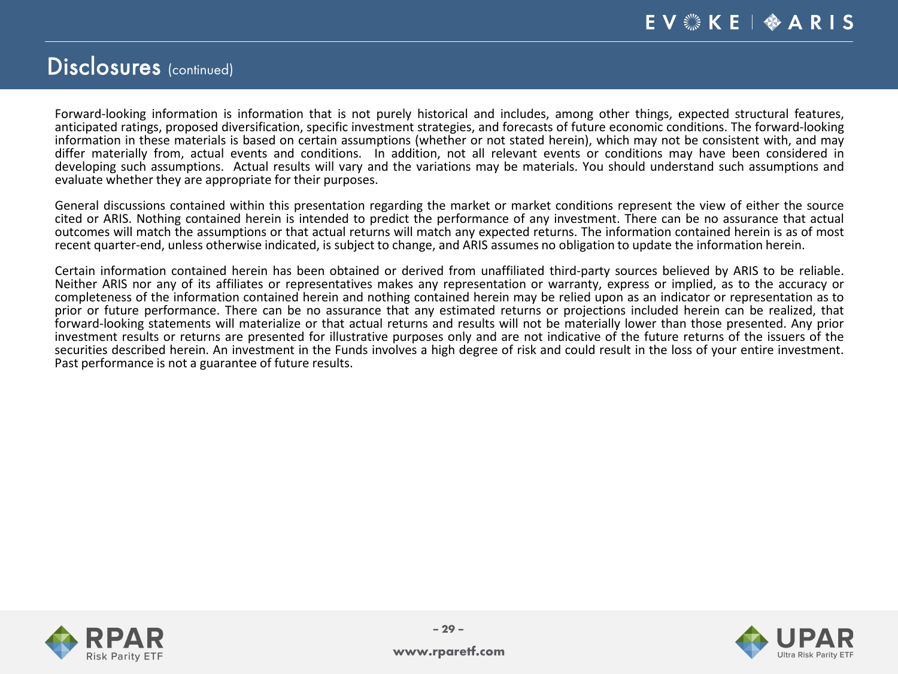# Disclosures (continued)

Forward-looking information is information that is not purely historical and includes, among other things, expected structural features, anticipated ratings, proposed diversification, specific investment strategies, and forecasts of future economic conditions. The forward-looking information in these materials is based on certain assumptions (whether or not stated herein), which may not be consistent with, and may differ materially from, actual events and conditions. In addition, not all relevant events or conditions may have been considered in developing such assumptions. Actual results will vary and the variations may be materials. You should understand such assumptions and evaluate whether they are appropriate for their purposes.

General discussions contained within this presentation regarding the market or market conditions represent the view of either the source cited or ARIS. Nothing contained herein is intended to predict the performance of any investment. There can be no assurance that actual outcomes will match the assumptions or that actual returns will match any expected returns. The information contained herein is as of most recent quarter-end, unless otherwise indicated, is subject to change, and ARIS assumes no obligation to update the information herein.

Certain information contained herein has been obtained or derived from unaffiliated third-party sources believed by ARIS to be reliable. Neither ARIS nor any of its affiliates or representatives makes any representation or warranty, express or implied, as to the accuracy or completeness of the information contained herein and nothing contained herein may be relied upon as an indicator or representation as to prior or future performance. There can be no assurance that any estimated returns or projections included herein can be realized, that forward-looking statements will materialize or that actual returns and results will not be materially lower than those presented. Any prior investment results or returns are presented for illustrative purposes only and are not indicative of the future returns of the issuers of the securities described herein. An investment in the Funds involves a high degree of risk and could result in the loss of your entire investment. Past performance is not a guarantee of future results.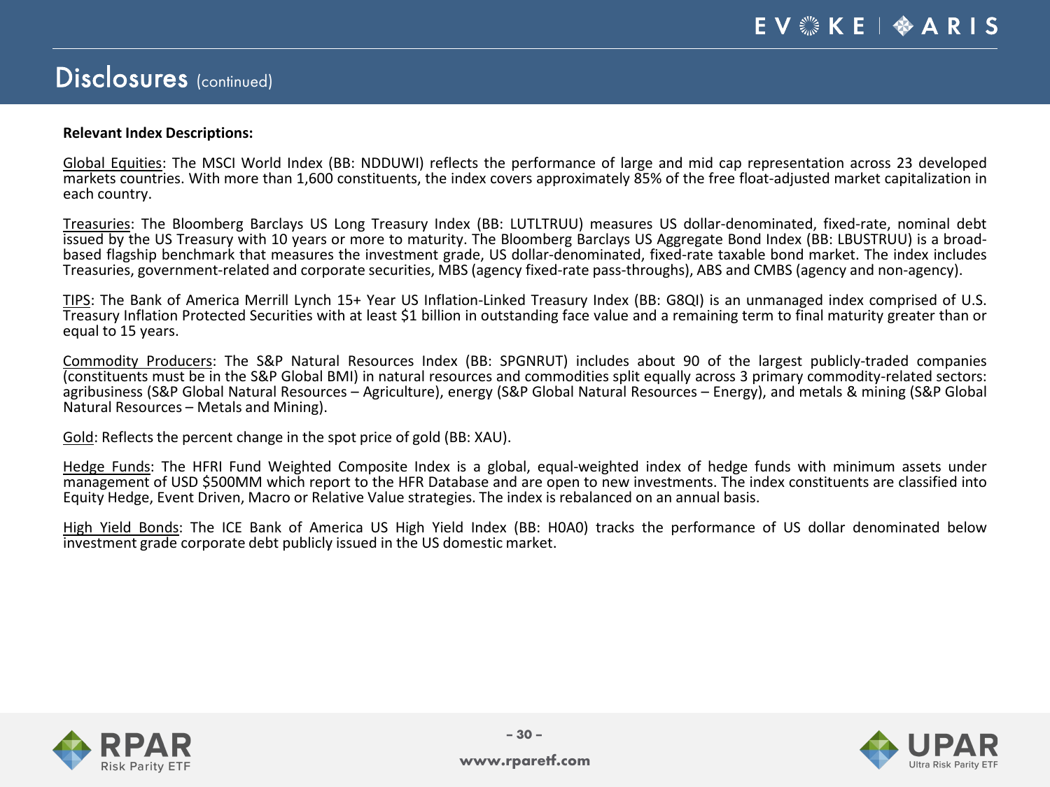# Disclosures (continued)

**Relevant Index Descriptions:**

Global Equities: The MSCI World Index (BB: NDDUWI) reflects the performance of large and mid cap representation across 23 developed markets countries. With more than 1,600 constituents, the index covers approximately 85% of the free float-adjusted market capitalization in each country.

Treasuries: The Bloomberg Barclays US Long Treasury Index (BB: LUTLTRUU) measures US dollar-denominated, fixed-rate, nominal debt issued by the US Treasury with 10 years or more to maturity. The Bloomberg Barclays US Aggregate Bond Index (BB: LBUSTRUU) is a broad-based flagship benchmark that measures the investment grade, US dollar-denominated, fixed-rate taxable bond market. The index includes Treasuries, government-related and corporate securities, MBS (agency fixed-rate pass-throughs), ABS and CMBS (agency and non-agency).

TIPS: The Bank of America Merrill Lynch 15+ Year US Inflation-Linked Treasury Index (BB: G8QI) is an unmanaged index comprised of U.S. Treasury Inflation Protected Securities with at least $1 billion in outstanding face value and a remaining term to final maturity greater than or equal to 15 years.

Commodity Producers: The S&P Natural Resources Index (BB: SPGNRUT) includes about 90 of the largest publicly-traded companies (constituents must be in the S&P Global BMI) in natural resources and commodities split equally across 3 primary commodity-related sectors: agribusiness (S&P Global Natural Resources – Agriculture), energy (S&P Global Natural Resources – Energy), and metals & mining (S&P Global Natural Resources – Metals and Mining).

Gold: Reflects the percent change in the spot price of gold (BB: XAU).

Hedge Funds: The HFRI Fund Weighted Composite Index is a global, equal-weighted index of hedge funds with minimum assets under management of USD $500MM which report to the HFR Database and are open to new investments. The index constituents are classified into Equity Hedge, Event Driven, Macro or Relative Value strategies. The index is rebalanced on an annual basis.

High Yield Bonds: The ICE Bank of America US High Yield Index (BB: H0A0) tracks the performance of US dollar denominated below investment grade corporate debt publicly issued in the US domestic market.

www.rparetf.com